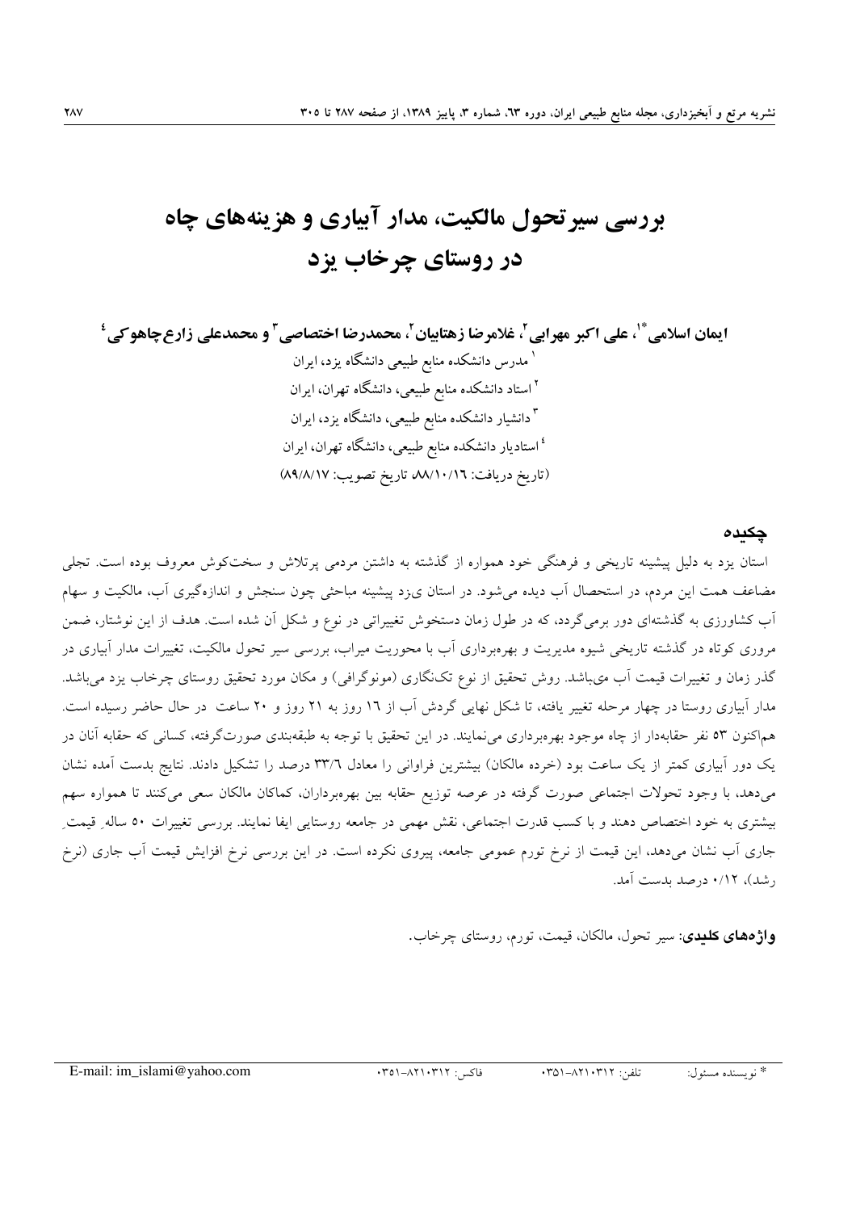# بررسی سیر تحول مالکیت، مدار آبیاری و هزینه‌های چاه در روستای چرخاب یزد

**ایمان اسلامی\*[1]، علی اکبر مهرابی[2]، غلامرضا زهتابیان[2]، محمدرضا اختصاصی[3] و محمدعلی زارع‌چاهوکی[4]**

[1] مدرس دانشکده منابع طبیعی دانشگاه یزد، ایران

[2] استاد دانشکده منابع طبیعی، دانشگاه تهران، ایران

[3] دانشیار دانشکده منابع طبیعی، دانشگاه یزد، ایران

[4] استادیار دانشکده منابع طبیعی، دانشگاه تهران، ایران

(تاریخ دریافت: ۸۸/۱۰/۱۶ تاریخ تصویب: ۸۹/۸/۱۷)

## چکیده

استان یزد به دلیل پیشینه تاریخی و فرهنگی خود همواره از گذشته به داشتن مردمی پرتلاش و سخت‌کوش معروف بوده است. تجلی مضاعف همت این مردم، در استحصال آب دیده می‌شود. در استان یزد پیشینه مباحثی چون سنجش و اندازه‌گیری آب، مالکیت و سهام آب کشاورزی به گذشته‌ای دور برمی‌گردد، که در طول زمان دستخوش تغییراتی در نوع و شکل آن شده است. هدف از این نوشتار، ضمن مروری کوتاه در گذشته تاریخی شیوه مدیریت و بهره‌برداری آب با محوریت میراب، بررسی سیر تحول مالکیت، تغییرات مدار آبیاری در گذر زمان و تغییرات قیمت آب می‌باشد. روش تحقیق از نوع تک‌نگاری (مونوگرافی) و مکان مورد تحقیق روستای چرخاب یزد می‌باشد. مدار آبیاری روستا در چهار مرحله تغییر یافته، تا شکل نهایی گردش آب از ۱۶ روز به ۲۱ روز و ۲۰ ساعت در حال حاضر رسیده است. هم‌اکنون ۵۳ نفر حقابه‌دار از چاه موجود بهره‌برداری می‌نمایند. در این تحقیق با توجه به طبقه‌بندی صورت‌گرفته، کسانی که حقابه آنان در یک دور آبیاری کمتر از یک ساعت بود (خرده مالکان) بیشترین فراوانی را معادل ۳۳/۶ درصد را تشکیل دادند. نتایج بدست آمده نشان می‌دهد، با وجود تحولات اجتماعی صورت گرفته در عرصه توزیع حقابه بین بهره‌برداران، کماکان مالکان سعی می‌کنند تا همواره سهم بیشتری به خود اختصاص دهند و با کسب قدرت اجتماعی، نقش مهمی در جامعه روستایی ایفا نمایند. بررسی تغییرات ۵۰ ساله قیمت جاری آب نشان می‌دهد، این قیمت از نرخ تورم عمومی جامعه، پیروی نکرده است. در این بررسی نرخ افزایش قیمت آب جاری (نرخ رشد)، ۰/۱۲ درصد بدست آمد.

**واژه‌های کلیدی**: سیر تحول، مالکان، قیمت، تورم، روستای چرخاب.

---

\* نویسنده مسئول: تلفن: ۰۳۵۱-۸۲۱۰۳۱۲ فاکس: ۰۳۵۱-۸۲۱۰۳۱۲ E-mail: im_islami@yahoo.com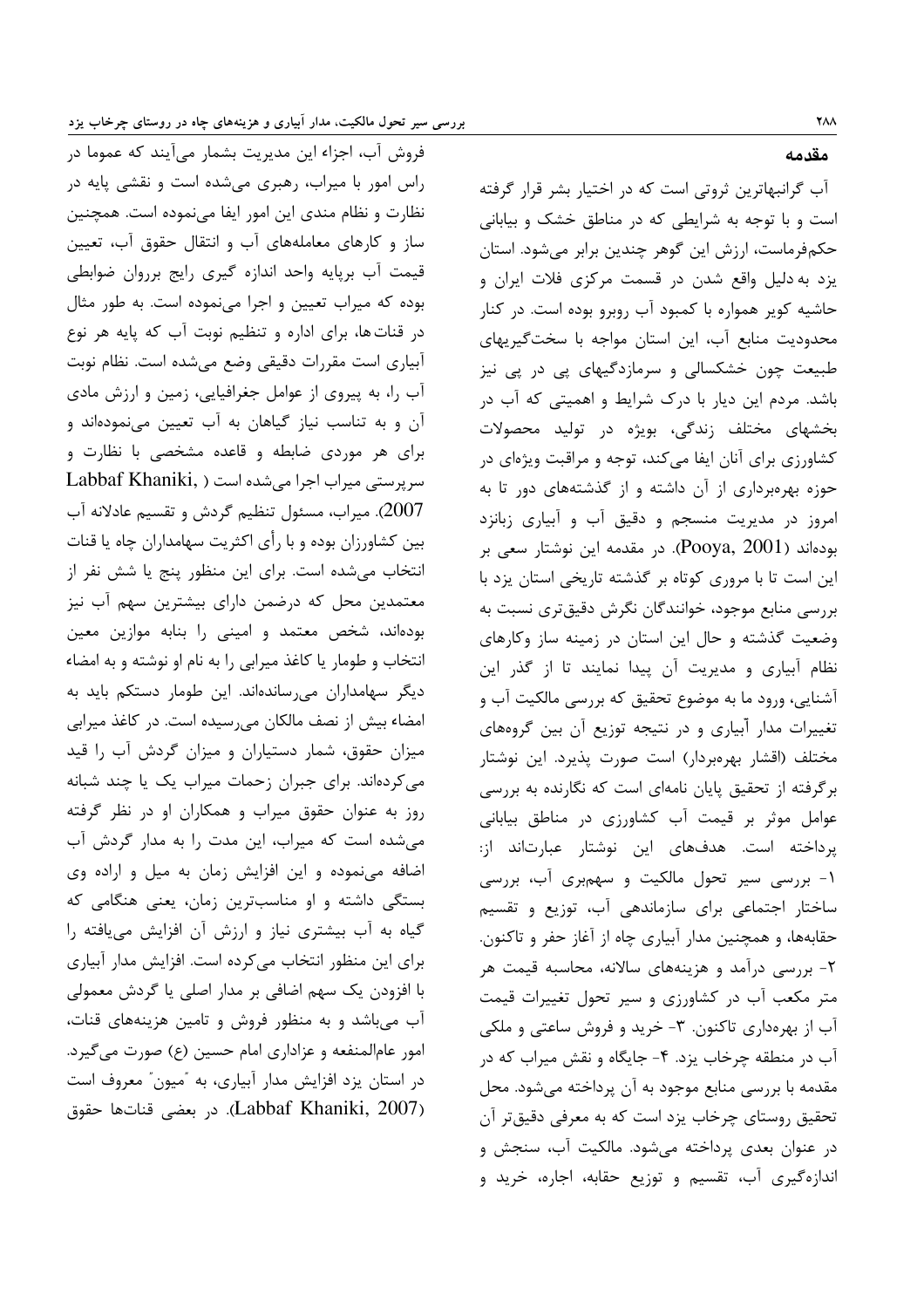## مقدمه

آب گرانبهاترین ثروتی است که در اختیار بشر قرار گرفته است و با توجه به شرایطی که در مناطق خشک و بیابانی حکم‌فرماست، ارزش این گوهر چندین برابر می‌شود. استان یزد به دلیل واقع شدن در قسمت مرکزی فلات ایران و حاشیه کویر همواره با کمبود آب روبرو بوده است. در کنار محدودیت منابع آب، این استان مواجه با سخت‌گیریهای طبیعت چون خشکسالی و سرمازدگیهای پی در پی نیز باشد. مردم این دیار با درک شرایط و اهمیتی که آب در بخشهای مختلف زندگی، بویژه در تولید محصولات کشاورزی برای آنان ایفا می‌کند، توجه و مراقبت ویژه‌ای در حوزه بهره‌برداری از آن داشته و از گذشته‌های دور تا به امروز در مدیریت منسجم و دقیق آب و آبیاری زبانزد بوده‌اند (Pooya, 2001). در مقدمه این نوشتار سعی بر این است تا با مروری کوتاه بر گذشته تاریخی استان یزد با بررسی منابع موجود، خوانندگان نگرش دقیق‌تری نسبت به وضعیت گذشته و حال این استان در زمینه ساز وکارهای نظام آبیاری و مدیریت آن پیدا نمایند تا از گذر این آشنایی، ورود ما به موضوع تحقیق که بررسی مالکیت آب و تغییرات مدار آبیاری و در نتیجه توزیع آن بین گروه‌های مختلف (اقشار بهره‌بردار) است صورت پذیرد. این نوشتار برگرفته از تحقیق پایان نامه‌ای است که نگارنده به بررسی عوامل موثر بر قیمت آب کشاورزی در مناطق بیابانی پرداخته است. هدف‌های این نوشتار عبارت‌اند از: ۱- بررسی سیر تحول مالکیت و سهم‌بری آب، بررسی ساختار اجتماعی برای سازماندهی آب، توزیع و تقسیم حقابه‌ها، و همچنین مدار آبیاری چاه از آغاز حفر و تاکنون. ۲- بررسی درآمد و هزینه‌های سالانه، محاسبه قیمت هر متر مکعب آب در کشاورزی و سیر تحول تغییرات قیمت آب از بهره‌داری تاکنون. ۳- خرید و فروش ساعتی و ملکی آب در منطقه چرخاب یزد. ۴- جایگاه و نقش میراب که در مقدمه با بررسی منابع موجود به آن پرداخته می‌شود. محل تحقیق روستای چرخاب یزد است که به معرفی دقیق‌تر آن در عنوان بعدی پرداخته می‌شود. مالکیت آب، سنجش و اندازه‌گیری آب، تقسیم و توزیع حقابه، اجاره، خرید و فروش آب، اجزاء این مدیریت بشمار می‌آیند که عموما در راس امور با میراب، رهبری می‌شده است و نقشی پایه در نظارت و نظام مندی این امور ایفا می‌نموده است. همچنین ساز و کارهای معامله‌های آب و انتقال حقوق آب، تعیین قیمت آب برپایه واحد اندازه گیری رایج برروان ضوابطی بوده که میراب تعیین و اجرا می‌نموده است. به طور مثال در قنات‌ها، برای اداره و تنظیم نوبت آب که پایه هر نوع آبیاری است مقررات دقیقی وضع می‌شده است. نظام نوبت آب را، به پیروی از عوامل جغرافیایی، زمین و ارزش مادی آن و به تناسب نیاز گیاهان به آب تعیین می‌نموده‌اند و برای هر موردی ضابطه و قاعده مشخصی با نظارت و سرپرستی میراب اجرا می‌شده است (Labbaf Khaniki, 2007). میراب، مسئول تنظیم گردش و تقسیم عادلانه آب بین کشاورزان بوده و با رأی اکثریت سهامداران چاه یا قنات انتخاب می‌شده است. برای این منظور پنج یا شش نفر از معتمدین محل که درضمن دارای بیشترین سهم آب نیز بوده‌اند، شخص معتمد و امینی را بنابه موازین معین انتخاب و طومار یا کاغذ میرابی را به نام او نوشته و به امضاء دیگر سهامداران می‌رساندند. این طومار دستکم باید به امضاء بیش از نصف مالکان می‌رسیده است. در کاغذ میرابی میزان حقوق، شمار دستیاران و میزان گردش آب را قید می‌کرده‌اند. برای جبران زحمات میراب یک یا چند شبانه روز به عنوان حقوق میراب و همکاران او در نظر گرفته می‌شده است که میراب، این مدت را به مدار گردش آب اضافه می‌نموده و این افزایش زمان به میل و اراده وی بستگی داشته و او مناسب‌ترین زمان، یعنی هنگامی که گیاه به آب بیشتری نیاز و ارزش آن افزایش می‌یافته را برای این منظور انتخاب می‌کرده است. افزایش مدار آبیاری با افزودن یک سهم اضافی بر مدار اصلی یا گردش معمولی آب می‌باشد و به منظور فروش و تامین هزینه‌های قنات، امور عام‌المنفعه و عزاداری امام حسین (ع) صورت می‌گیرد. در استان یزد افزایش مدار آبیاری، به "میون" معروف است (Labbaf Khaniki, 2007). در بعضی قنات‌ها حقوق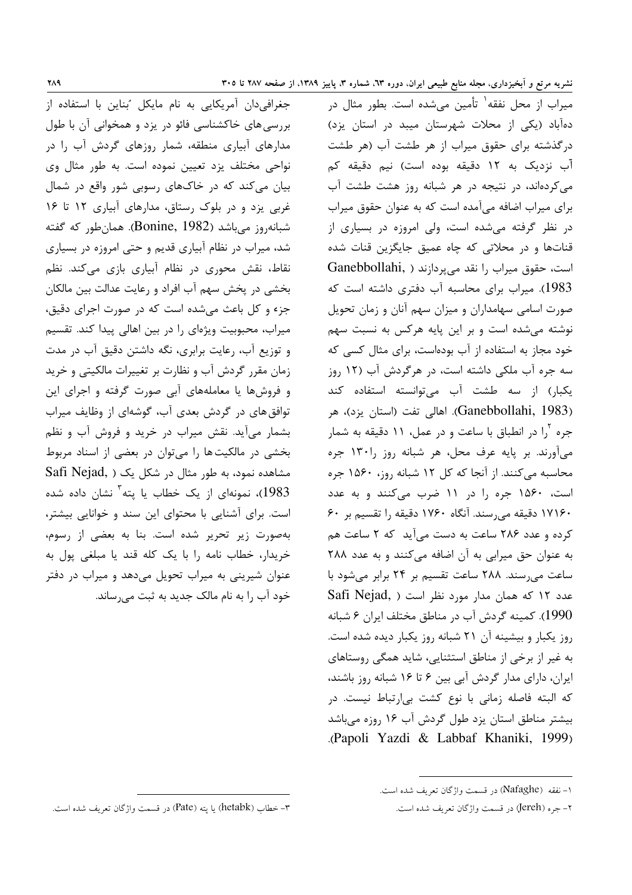میراب از محل نفقه[1] تأمین می‌شده است. بطور مثال در ده‌آباد (یکی از محلات شهرستان میبد در استان یزد) درگذشته برای حقوق میراب از هر طشت آب (هر طشت آب نزدیک به ۱۲ دقیقه بوده است) نیم دقیقه کم می‌کرده‌اند، در نتیجه در هر شبانه روز هشت طشت آب برای میراب اضافه می‌آمده است که به عنوان حقوق میراب در نظر گرفته می‌شده است، ولی امروزه در بسیاری از قنات‌ها و در محلاتی که چاه عمیق جایگزین قنات شده است، حقوق میراب را نقد می‌پردازند (Ganebbollahi, 1983). میراب برای محاسبه آب دفتری داشته است که صورت اسامی سهامداران و میزان سهم آنان و زمان تحویل نوشته می‌شده است و بر این پایه هرکس به نسبت سهم خود مجاز به استفاده از آب بوده‌است، برای مثال کسی که سه جره آب ملکی داشته است، در هرگردش آب (۱۲ روز یکبار) از سه طشت آب می‌توانسته استفاده کند (Ganebbollahi, 1983). اهالی تفت (استان یزد)، هر جره [2]را در انطباق با ساعت و در عمل، ۱۱ دقیقه به شمار می‌آورند. بر پایه عرف محل، هر شبانه روز را۱۳۰ جره محاسبه می‌کنند. از آنجا که کل ۱۲ شبانه روز، ۱۵۶۰ جره است، ۱۵۶۰ جره را در ۱۱ ضرب می‌کنند و به عدد ۱۷۱۶۰ دقیقه می‌رسند. آنگاه ۱۷۶۰ دقیقه را تقسیم بر ۶۰ کرده و عدد ۲۸۶ ساعت به دست می‌آید که ۲ ساعت هم به عنوان حق میرابی به آن اضافه می‌کنند و به عدد ۲۸۸ ساعت می‌رسند. ۲۸۸ ساعت تقسیم بر ۲۴ برابر می‌شود با عدد ۱۲ که همان مدار مورد نظر است (Safi Nejad, 1990). کمینه گردش آب در مناطق مختلف ایران ۶ شبانه روز یکبار و بیشینه آن ۲۱ شبانه روز یکبار دیده شده است. به غیر از برخی از مناطق استثنایی، شاید همگی روستاهای ایران، دارای مدار گردش آبی بین ۶ تا ۱۶ شبانه روز باشند، که البته فاصله زمانی با نوع کشت بی‌ارتباط نیست. در بیشتر مناطق استان یزد طول گردش آب ۱۶ روزه می‌باشد (Papoli Yazdi & Labbaf Khaniki, 1999).

جغرافی‌دان آمریکایی به نام مایکل بُناین با استفاده از بررسی‌های خاکشناسی فائو در یزد و همخوانی آن با طول مدارهای آبیاری منطقه، شمار روزهای گردش آب را در نواحی مختلف یزد تعیین نموده است. به طور مثال وی بیان می‌کند که در خاک‌های رسوبی شور واقع در شمال غربی یزد و در بلوک رستاق، مدارهای آبیاری ۱۲ تا ۱۶ شبانه‌روز می‌باشد (Bonine, 1982). همان‌طور که گفته شد، میراب در نظام آبیاری قدیم و حتی امروزه در بسیاری نقاط، نقش محوری در نظام آبیاری بازی می‌کند. نظم بخشی در پخش سهم آب افراد و رعایت عدالت بین مالکان جزء و کل باعث می‌شده است که در صورت اجرای دقیق، میراب، محبوبیت ویژه‌ای را در بین اهالی پیدا کند. تقسیم و توزیع آب، رعایت برابری، نگه داشتن دقیق آب در مدت زمان مقرر گردش آب و نظارت بر تغییرات مالکیتی و خرید و فروش‌ها یا معامله‌های آبی صورت گرفته و اجرای این توافق‌های در گردش بعدی آب، گوشه‌ای از وظایف میراب بشمار می‌آید. نقش میراب در خرید و فروش آب و نظم بخشی در مالکیت‌ها را می‌توان در بعضی از اسناد مربوط مشاهده نمود، به طور مثال در شکل یک (Safi Nejad, 1983)، نمونه‌ای از یک خطاب یا پته[3] نشان داده شده است. برای آشنایی با محتوای این سند و خوانایی بیشتر، به‌صورت زیر تحریر شده است. بنا به بعضی از رسوم، خریدار، خطاب نامه را با یک کله قند یا مبلغی پول به عنوان شیرینی به میراب تحویل می‌دهد و میراب در دفتر خود آب را به نام مالک جدید به ثبت می‌رساند.

---

[1] - نفقه (Nafaghe) در قسمت واژگان تعریف شده است.

[2] - جره (Jereh) در قسمت واژگان تعریف شده است.

[3] - خطاب (hetabk) یا پته (Pate) در قسمت واژگان تعریف شده است.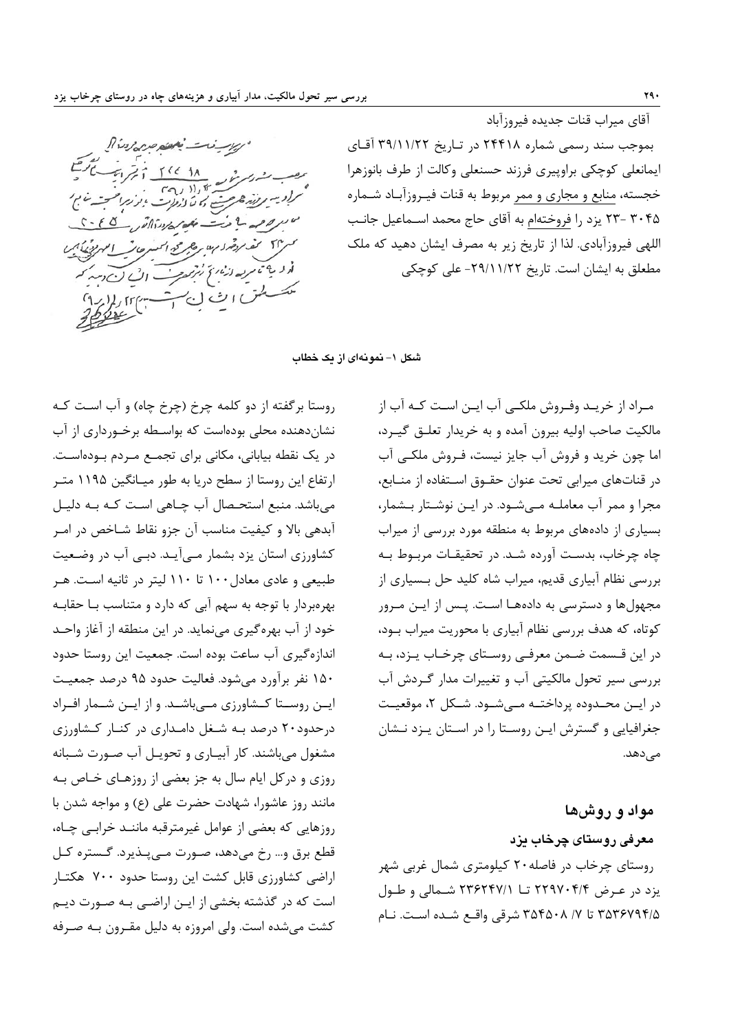آقای میراب قنات جدیده فیروزآباد

بموجب سند رسمی شماره ۲۴۴۱۸ در تاریخ ۳۹/۱۱/۲۲ آقای ایمانعلی کوچکی براوپیری فرزند حسنعلی وکالت از طرف بانوزهرا خجسته، منابع و مجاری و ممر مربوط به قنات فیروزآباد شماره ۳۰۴۵ -۲۳ یزد را فروختهام به آقای حاج محمد اسماعیل جانب اللهی فیروزآبادی. لذا از تاریخ زیر به مصرف ایشان دهید که ملک مطعلق به ایشان است. تاریخ ۲۹/۱۱/۲۲- علی کوچکی

**شکل ۱- نمونه‌ای از یک خطاب**

مراد از خرید وفروش ملکی آب این است که آب از مالکیت صاحب اولیه بیرون آمده و به خریدار تعلق گیرد، اما چون خرید و فروش آب جایز نیست، فروش ملکی آب در قنات‌های میرابی تحت عنوان حقوق استفاده از منابع، مجرا و ممر آب معامله می‌شود. در این نوشتار بشمار، بسیاری از داده‌های مربوط به منطقه مورد بررسی از میراب چاه چرخاب، بدست آورده شد. در تحقیقات مربوط به بررسی نظام آبیاری قدیم، میراب شاه کلید حل بسیاری از مجهول‌ها و دسترسی به داده‌ها است. پس از این مرور کوتاه، که هدف بررسی نظام آبیاری با محوریت میراب بود، در این قسمت ضمن معرفی روستای چرخاب یزد، به بررسی سیر تحول مالکیتی آب و تغییرات مدار گردش آب در این محدوده پرداخته می‌شود. شکل ۲، موقعیت جغرافیایی و گسترش این روستا را در استان یزد نشان می‌دهد.

## مواد و روش‌ها

### معرفی روستای چرخاب یزد

روستای چرخاب در فاصله ۲۰ کیلومتری شمال غربی شهر یزد در عرض ۲۲۹۷۰۴/۴ تا ۲۳۶۲۴۷/۱ شمالی و طول ۳۵۳۶۷۹۴/۵ تا ۳۵۴۵۰۸/ ۷ شرقی واقع شده است. نام روستا برگفته از دو کلمه چرخ (چرخ چاه) و آب است که نشان‌دهنده محلی بوده‌است که بواسطه برخورداری از آب در یک نقطه بیابانی، مکانی برای تجمع مردم بوده‌است. ارتفاع این روستا از سطح دریا به طور میانگین ۱۱۹۵ متر می‌باشد. منبع استحصال آب چاهی است که به دلیل آبدهی بالا و کیفیت مناسب آن جزو نقاط شاخص در امر کشاورزی استان یزد بشمار می‌آید. دبی آب در وضعیت طبیعی و عادی معادل ۱۰۰ تا ۱۱۰ لیتر در ثانیه است. هر بهره‌بردار با توجه به سهم آبی که دارد و متناسب با حقابه خود از آب بهره‌گیری می‌نماید. در این منطقه از آغاز واحد اندازه‌گیری آب ساعت بوده است. جمعیت این روستا حدود ۱۵۰ نفر برآورد می‌شود. فعالیت حدود ۹۵ درصد جمعیت این روستا کشاورزی می‌باشد. و از این شمار افراد درحدود ۲۰ درصد به شغل دامداری در کنار کشاورزی مشغول می‌باشند. کار آبیاری و تحویل آب صورت شبانه روزی و درکل ایام سال به جز بعضی از روزهای خاص به مانند روز عاشورا، شهادت حضرت علی (ع) و مواجه شدن با روزهایی که بعضی از عوامل غیرمترقبه مانند خرابی چاه، قطع برق و... رخ می‌دهد، صورت می‌پذیرد. گستره کل اراضی کشاورزی قابل کشت این روستا حدود ۷۰۰ هکتار است که در گذشته بخشی از این اراضی به صورت دیم کشت می‌شده است. ولی امروزه به دلیل مقرون به صرفه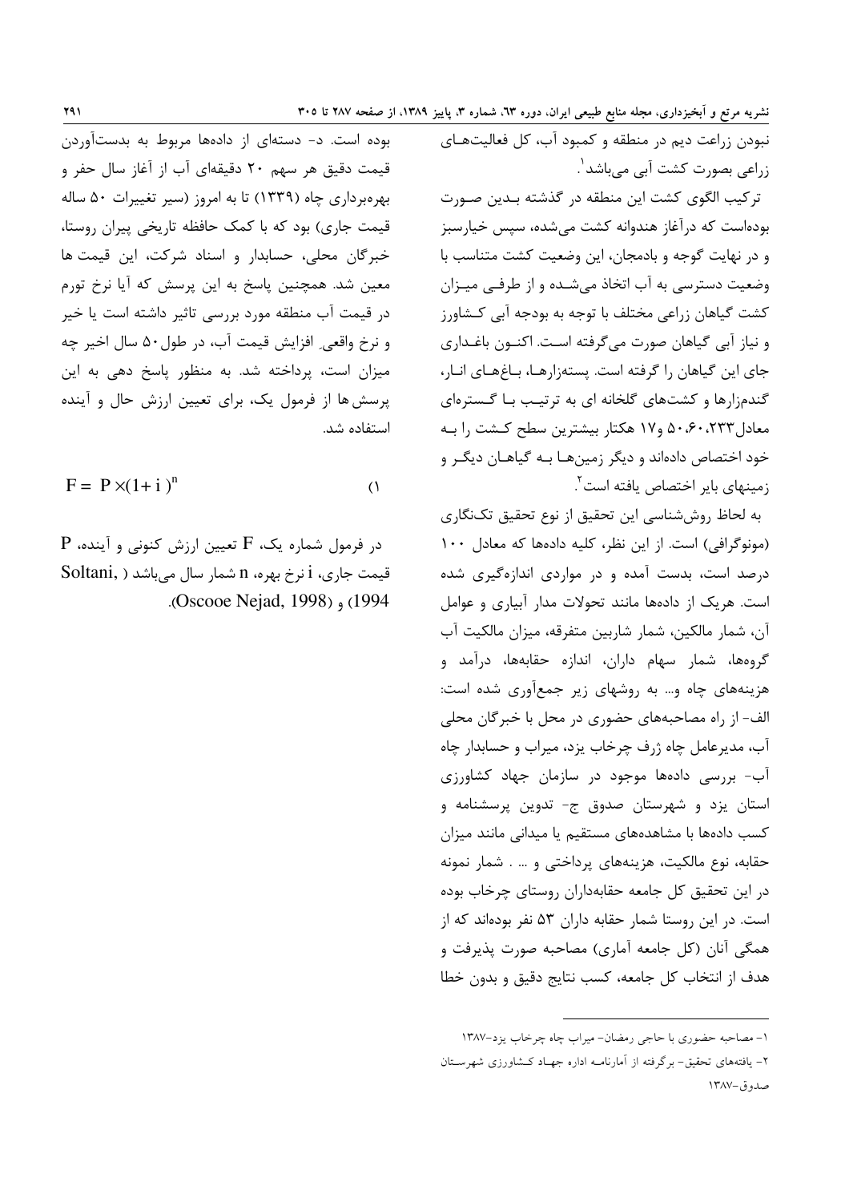نبودن زراعت دیم در منطقه و کمبود آب، کل فعالیت‌های زراعی بصورت کشت آبی می‌باشد[1].

ترکیب الگوی کشت این منطقه در گذشته بدین صورت بوده‌است که درآغاز هندوانه کشت می‌شده، سپس خیارسبز و در نهایت گوجه و بادمجان، این وضعیت کشت متناسب با وضعیت دسترسی به آب اتخاذ می‌شده و از طرفی میزان کشت گیاهان زراعی مختلف با توجه به بودجه آبی کشاورز و نیاز آبی گیاهان صورت می‌گرفته است. اکنون باغداری جای این گیاهان را گرفته است. پسته‌زارها، باغ‌های انار، گندم‌زارها و کشت‌های گلخانه ای به ترتیب با گستره‌ای معادل ۲۳۳، ۶۰، ۵۰ و۱۷ هکتار بیشترین سطح کشت را به خود اختصاص داده‌اند و دیگر زمین‌ها به گیاهان دیگر و زمینهای بایر اختصاص یافته است[2].

به لحاظ روش‌شناسی این تحقیق از نوع تحقیق تک‌نگاری (مونوگرافی) است. از این نظر، کلیه داده‌ها که معادل ۱۰۰ درصد است، بدست آمده و در مواردی اندازه‌گیری شده است. هریک از داده‌ها مانند تحولات مدار آبیاری و عوامل آن، شمار مالکین، شمار شاربین متفرقه، میزان مالکیت آب گروه‌ها، شمار سهام داران، اندازه حقابه‌ها، درآمد و هزینه‌های چاه و... به روشهای زیر جمع‌آوری شده است: الف- از راه مصاحبه‌های حضوری در محل با خبرگان محلی آب، مدیرعامل چاه ژرف چرخاب یزد، میراب و حسابدار چاه آب- بررسی داده‌ها موجود در سازمان جهاد کشاورزی استان یزد و شهرستان صدوق ج- تدوین پرسشنامه و کسب داده‌ها با مشاهده‌های مستقیم یا میدانی مانند میزان حقابه، نوع مالکیت، هزینه‌های پرداختی و ... . شمار نمونه در این تحقیق کل جامعه حقابه‌داران روستای چرخاب بوده است. در این روستا شمار حقابه داران ۵۳ نفر بوده‌اند که از همگی آنان (کل جامعه آماری) مصاحبه صورت پذیرفت و هدف از انتخاب کل جامعه، کسب نتایج دقیق و بدون خطا بوده است. د- دسته‌ای از داده‌ها مربوط به بدست‌آوردن قیمت دقیق هر سهم ۲۰ دقیقه‌ای آب از آغاز سال حفر و بهره‌برداری چاه (۱۳۳۹) تا به امروز (سیر تغییرات ۵۰ ساله قیمت جاری) بود که با کمک حافظه تاریخی پیران روستا، خبرگان محلی، حسابدار و اسناد شرکت، این قیمت ها معین شد. همچنین پاسخ به این پرسش که آیا نرخ تورم در قیمت آب منطقه مورد بررسی تاثیر داشته است یا خیر و نرخ واقعیِ افزایش قیمت آب، در طول ۵۰ سال اخیر چه میزان است، پرداخته شد. به منظور پاسخ دهی به این پرسش ها از فرمول یک، برای تعیین ارزش حال و آینده استفاده شد.

$$F = P \times (1+i)^n \qquad (۱)$$

در فرمول شماره یک، $F$ تعیین ارزش کنونی و آینده، $P$ قیمت جاری، $i$ نرخ بهره، $n$ شمار سال می‌باشد (Soltani, 1994) و (Oscooe Nejad, 1998).

---

۱- مصاحبه حضوری با حاجی رمضان- میراب چاه چرخاب یزد-۱۳۸۷

۲- یافته‌های تحقیق- برگرفته از آمارنامه اداره جهاد کشاورزی شهرستان صدوق-۱۳۸۷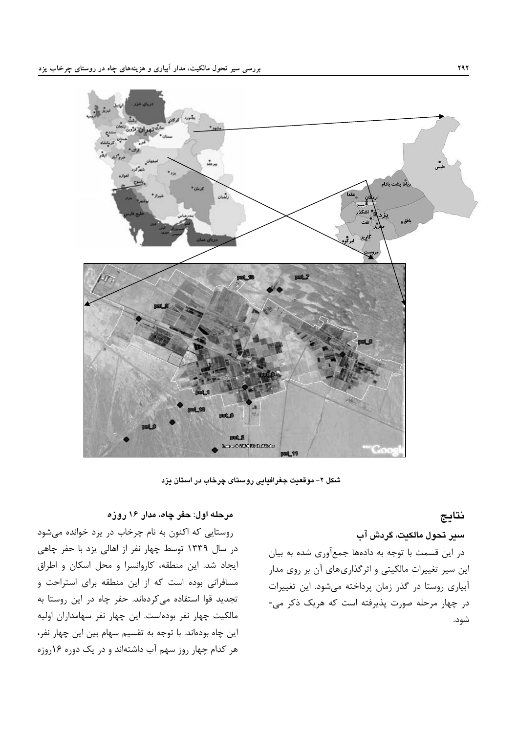شکل ۲- موقعیت جغرافیایی روستای چرخاب در استان یزد

## نتایج

### سیر تحول مالکیت، گردش آب

در این قسمت با توجه به داده‌ها جمع‌آوری شده به بیان این سیر تغییرات مالکیتی و اثرگذاری‌های آن بر روی مدار آبیاری روستا در گذر زمان پرداخته می‌شود. این تغییرات در چهار مرحله صورت پذیرفته است که هریک ذکر می‌شود.

### مرحله اول: حفر چاه، مدار ۱۶ روزه

روستایی که اکنون به نام چرخاب در یزد خوانده می‌شود در سال ۱۳۳۹ توسط چهار نفر از اهالی یزد با حفر چاهی ایجاد شد. این منطقه، کاروانسرا و محل اسکان و اطراق مسافرانی بوده است که از این منطقه برای استراحت و تجدید قوا استفاده می‌کرده‌اند. حفر چاه در این روستا به مالکیت چهار نفر بوده‌است. این چهار نفر سهامداران اولیه این چاه بوده‌اند. با توجه به تقسیم سهام بین این چهار نفر، هر کدام چهار روز سهم آب داشته‌اند و در یک دوره ۱۶روزه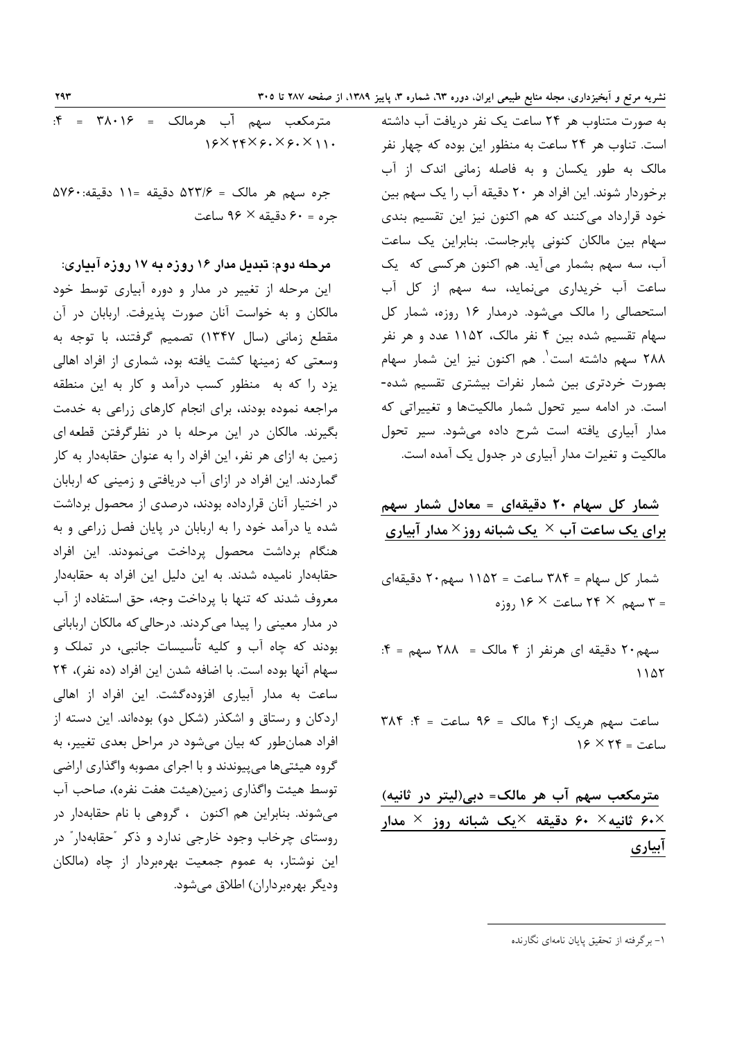به صورت متناوب هر ۲۴ ساعت یک نفر دریافت آب داشته است. تناوب هر ۲۴ ساعت به منظور این بوده که چهار نفر مالک به طور یکسان و به فاصله زمانی اندک از آب برخوردار شوند. این افراد هر ۲۰ دقیقه آب را یک سهم بین خود قرارداد می‌کنند که هم اکنون نیز این تقسیم بندی سهام بین مالکان کنونی پابرجاست. بنابراین یک ساعت آب، سه سهم بشمار می‌آید. هم اکنون هرکسی که یک ساعت آب خریداری می‌نماید، سه سهم از کل آب استحصالی را مالک می‌شود. درمدار ۱۶ روزه، شمار کل سهام تقسیم شده بین ۴ نفر مالک، ۱۱۵۲ عدد و هر نفر ۲۸۸ سهم داشته است[1]. هم اکنون نیز این شمار سهام بصورت خردتری بین شمار نفرات بیشتری تقسیم شده‌است. در ادامه سیر تحول شمار مالکیت‌ها و تغییراتی که مدار آبیاری یافته است شرح داده می‌شود. سیر تحول مالکیت و تغیرات مدار آبیاری در جدول یک آمده است.

**شمار کل سهام ۲۰ دقیقه‌ای = معادل شمار سهم برای یک ساعت آب × یک شبانه روز × مدار آبیاری**

شمار کل سهام = ۳۸۴ ساعت = ۱۱۵۲ سهم۲۰ دقیقه‌ای = ۳ سهم × ۲۴ ساعت × ۱۶ روزه

سهم۲۰ دقیقه ای هرنفر از ۴ مالک = ۲۸۸ سهم = ۴: ۱۱۵۲

ساعت سهم هریک از۴ مالک = ۹۶ ساعت = ۴: ۳۸۴ ساعت = ۲۴ × ۱۶

**مترمکعب سهم آب هر مالک= دبی(لیتر در ثانیه) ×۶۰ ثانیه× ۶۰ دقیقه ×یک شبانه روز × مدار آبیاری**

مترمکعب سهم آب هرمالک = ۳۸۰۱۶ = ۴: ۱۶×۲۴×۶۰×۶۰×۱۱۰

جره سهم هر مالک = ۵۲۳/۶ دقیقه =۱۱ دقیقه:۵۷۶۰
جره = ۶۰ دقیقه × ۹۶ ساعت

**مرحله دوم: تبدیل مدار ۱۶ روزه به ۱۷ روزه آبیاری:**

این مرحله از تغییر در مدار و دوره آبیاری توسط خود مالکان و به خواست آنان صورت پذیرفت. اربابان در آن مقطع زمانی (سال ۱۳۴۷) تصمیم گرفتند، با توجه به وسعتی که زمینها کشت یافته بود، شماری از افراد اهالی یزد را که به منظور کسب درآمد و کار به این منطقه مراجعه نموده بودند، برای انجام کارهای زراعی به خدمت بگیرند. مالکان در این مرحله با در نظرگرفتن قطعه‌ای زمین به ازای هر نفر، این افراد را به عنوان حقابه‌دار به کار گماردند. این افراد در ازای آب دریافتی و زمینی که اربابان در اختیار آنان قرارداده بودند، درصدی از محصول برداشت شده یا درآمد خود را به اربابان در پایان فصل زراعی و به هنگام برداشت محصول پرداخت می‌نمودند. این افراد حقابه‌دار نامیده شدند. به این دلیل این افراد به حقابه‌دار معروف شدند که تنها با پرداخت وجه، حق استفاده از آب در مدار معینی را پیدا می‌کردند. درحالی‌که مالکان اربابانی بودند که چاه آب و کلیه تأسیسات جانبی، در تملک و سهام آنها بوده است. با اضافه شدن این افراد (ده نفر)، ۲۴ ساعت به مدار آبیاری افزوده‌گشت. این افراد از اهالی اردکان و رستاق و اشکذر (شکل دو) بوده‌اند. این دسته از افراد همان‌طور که بیان می‌شود در مراحل بعدی تغییر، به گروه هیئتی‌ها می‌پیوندند و با اجرای مصوبه واگذاری اراضی توسط هیئت واگذاری زمین(هیئت هفت نفره)، صاحب آب می‌شوند. بنابراین هم اکنون ، گروهی با نام حقابه‌دار در روستای چرخاب وجود خارجی ندارد و ذکر "حقابه‌دار" در این نوشتار، به عموم جمعیت بهره‌بردار از چاه (مالکان ودیگر بهره‌برداران) اطلاق می‌شود.

---

[1]- برگرفته از تحقیق پایان نامه‌ای نگارنده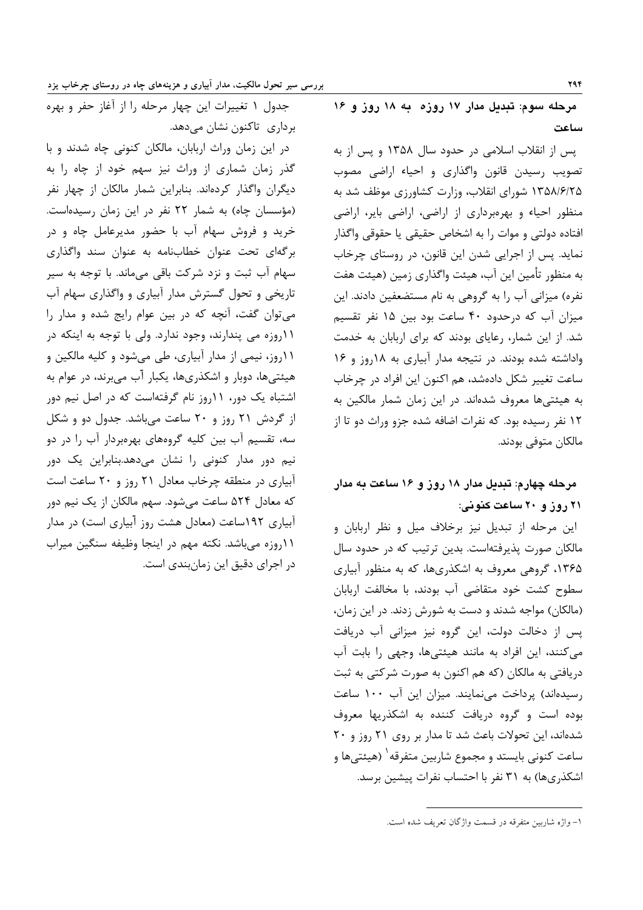### مرحله سوم: تبدیل مدار ۱۷ روزه به ۱۸ روز و ۱۶ ساعت

پس از انقلاب اسلامی در حدود سال ۱۳۵۸ و پس از به تصویب رسیدن قانون واگذاری و احیاء اراضی مصوب ۱۳۵۸/۶/۲۵ شورای انقلاب، وزارت کشاورزی موظف شد به منظور احیاء و بهره‌برداری از اراضی، اراضی بایر، اراضی افتاده دولتی و موات را به اشخاص حقیقی یا حقوقی واگذار نماید. پس از اجرایی شدن این قانون، در روستای چرخاب به منظور تأمین این آب، هیئت واگذاری زمین (هیئت هفت نفره) میزانی آب را به گروهی به نام مستضعفین دادند. این میزان آب که درحدود ۴۰ ساعت بود بین ۱۵ نفر تقسیم شد. از این شمار، رعایای بودند که برای اربابان به خدمت واداشته شده بودند. در نتیجه مدار آبیاری به ۱۸روز و ۱۶ ساعت تغییر شکل داده‌شد، هم اکنون این افراد در چرخاب به هیئتی‌ها معروف شده‌اند. در این زمان شمار مالکین به ۱۲ نفر رسیده بود. که نفرات اضافه شده جزو وراث دو تا از مالکان متوفی بودند.

### مرحله چهارم: تبدیل مدار ۱۸ روز و ۱۶ ساعت به مدار ۲۱ روز و ۲۰ ساعت کنونی:

این مرحله از تبدیل نیز برخلاف میل و نظر اربابان و مالکان صورت پذیرفته‌است. بدین ترتیب که در حدود سال ۱۳۶۵، گروهی معروف به اشکذری‌ها، که به منظور آبیاری سطوح کشت خود متقاضی آب بودند، با مخالفت اربابان (مالکان) مواجه شدند و دست به شورش زدند. در این زمان، پس از دخالت دولت، این گروه نیز میزانی آب دریافت می‌کنند، این افراد به مانند هیئتی‌ها، وجهی را بابت آب دریافتی به مالکان (که هم اکنون به صورت شرکتی به ثبت رسیده‌اند) پرداخت می‌نمایند. میزان این آب ۱۰۰ ساعت بوده است و گروه دریافت کننده به اشکذریها معروف شده‌اند، این تحولات باعث شد تا مدار بر روی ۲۱ روز و ۲۰ ساعت کنونی بایستد و مجموع شاربین متفرقه[1] (هیئتی‌ها و اشکذری‌ها) به ۳۱ نفر با احتساب نفرات پیشین برسد.

جدول ۱ تغییرات این چهار مرحله را از آغاز حفر و بهره برداری تاکنون نشان می‌دهد.

در این زمان وراث اربابان، مالکان کنونی چاه شدند و با گذر زمان شماری از وراث نیز سهم خود از چاه را به دیگران واگذار کرده‌اند. بنابراین شمار مالکان از چهار نفر (مؤسسان چاه) به شمار ۲۲ نفر در این زمان رسیده‌است. خرید و فروش سهام آب با حضور مدیرعامل چاه و در برگه‌ای تحت عنوان خطاب‌نامه به عنوان سند واگذاری سهام آب ثبت و نزد شرکت باقی می‌ماند. با توجه به سیر تاریخی و تحول گسترش مدار آبیاری و واگذاری سهام آب می‌توان گفت، آنچه که در بین عوام رایج شده و مدار را ۱۱روزه می پندارند، وجود ندارد. ولی با توجه به اینکه در ۱۱روز، نیمی از مدار آبیاری، طی می‌شود و کلیه مالکین و هیئتی‌ها، دوبار و اشکذری‌ها، یکبار آب می‌برند، در عوام به اشتباه یک دور، ۱۱روز نام گرفته‌است که در اصل نیم دور از گردش ۲۱ روز و ۲۰ ساعت می‌باشد. جدول دو و شکل سه، تقسیم آب بین کلیه گروه‌های بهره‌بردار آب را در دو نیم دور مدار کنونی را نشان می‌دهد.بنابراین یک دور آبیاری در منطقه چرخاب معادل ۲۱ روز و ۲۰ ساعت است که معادل ۵۲۴ ساعت می‌شود. سهم مالکان از یک نیم دور آبیاری ۱۹۲ساعت (معادل هشت روز آبیاری است) در مدار ۱۱روزه می‌باشد. نکته مهم در اینجا وظیفه سنگین میراب در اجرای دقیق این زمان‌بندی است.

---

[1] - واژه شاربین متفرقه در قسمت واژگان تعریف شده است.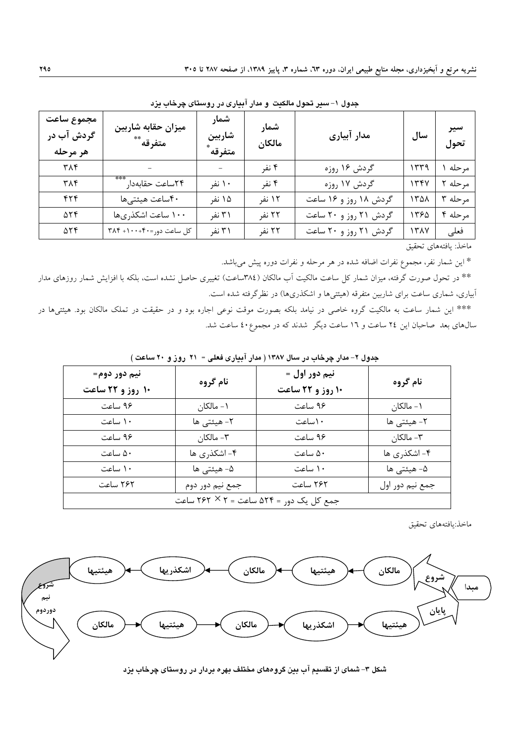**جدول ۱- سیر تحول مالکیت و مدار آبیاری در روستای چرخاب یزد**

| سیر تحول | سال | مدار آبیاری | شمار مالکان | شمار شاربین متفرقه* | میزان حقابه شاربین متفرقه** | مجموع ساعت گردش آب در هر مرحله |
|---|---|---|---|---|---|---|
| مرحله ۱ | ۱۳۳۹ | گردش ۱۶ روزه | ۴ نفر | - | - | ۳۸۴ |
| مرحله ۲ | ۱۳۴۷ | گردش ۱۷ روزه | ۴ نفر | ۱۰ نفر | ۲۴ساعت حقابه‌دار*** | ۳۸۴ |
| مرحله ۳ | ۱۳۵۸ | گردش ۱۸ روز و ۱۶ ساعت | ۱۲ نفر | ۱۵ نفر | ۴۰ساعت هیئتی‌ها | ۴۲۴ |
| مرحله ۴ | ۱۳۶۵ | گردش ۲۱ روز و ۲۰ ساعت | ۲۲ نفر | ۳۱ نفر | ۱۰۰ ساعت اشکذری‌ها | ۵۲۴ |
| فعلی | ۱۳۸۷ | گردش ۲۱ روز و ۲۰ ساعت | ۲۲ نفر | ۳۱ نفر | کل ساعت دور=۴۰+۱۰۰+ ۳۸۴ | ۵۲۴ |

ماخذ: یافته‌های تحقیق

* این شمار نفر، مجموع نفرات اضافه شده در هر مرحله و نفرات دوره پیش می‌باشد.

** در تحول صورت گرفته، میزان شمار کل ساعت مالکیت آب مالکان (۳۸٤ساعت) تغییری حاصل نشده است، بلکه با افزایش شمار روزهای مدار آبیاری، شماری ساعت برای شاربین متفرقه (هیئتی‌ها و اشکذری‌ها) در نظرگرفته شده است.

*** این شمار ساعت به مالکیت گروه خاصی در نیامد بلکه بصورت موقت نوعی اجاره بود و در حقیقت در تملک مالکان بود. هیئتی‌ها در سال‌های بعد صاحبان این ۲٤ ساعت و ١٦ ساعت دیگر شدند که در مجموع٤٠ ساعت شد.

**جدول ۲- مدار چرخاب در سال ۱۳۸۷ ( مدار آبیاری فعلی = ۲۱ روز و ۲۰ ساعت )**

| نام گروه | نیم دور اول = ۱۰ روز و ۲۲ ساعت | نام گروه | نیم دور دوم= ۱۰ روز و ۲۲ ساعت |
|---|---|---|---|
| ۱- مالکان | ۹۶ ساعت | ۱- مالکان | ۹۶ ساعت |
| ۲- هیئتی ها | ۱۰ساعت | ۲- هیئتی ها | ۱۰ ساعت |
| ۳- مالکان | ۹۶ ساعت | ۳- مالکان | ۹۶ ساعت |
| ۴- اشکذری ها | ۵۰ ساعت | ۴- اشکذری ها | ۵۰ ساعت |
| ۵- هیئتی ها | ۱۰ ساعت | ۵- هیئتی ها | ۱۰ ساعت |
| جمع نیم دور اول | ۲۶۲ ساعت | جمع نیم دور دوم | ۲۶۲ ساعت |
| جمع کل یک دور = ۵۲۴ ساعت = ۲ × ۲۶۲ ساعت | | | |

ماخذ:یافته‌های تحقیق

مبدا ← شروع ← مالکان ← هیئتیها ← مالکان ← اشکذریها ← هیئتیها ← شروع نیم دوردوم ← مالکان ← هیئتیها ← مالکان ← اشکذریها ← هیئتیها ← پایان

**شکل ۳- شمای از تقسیم آب بین گروه‌های مختلف بهره بردار در روستای چرخاب یزد**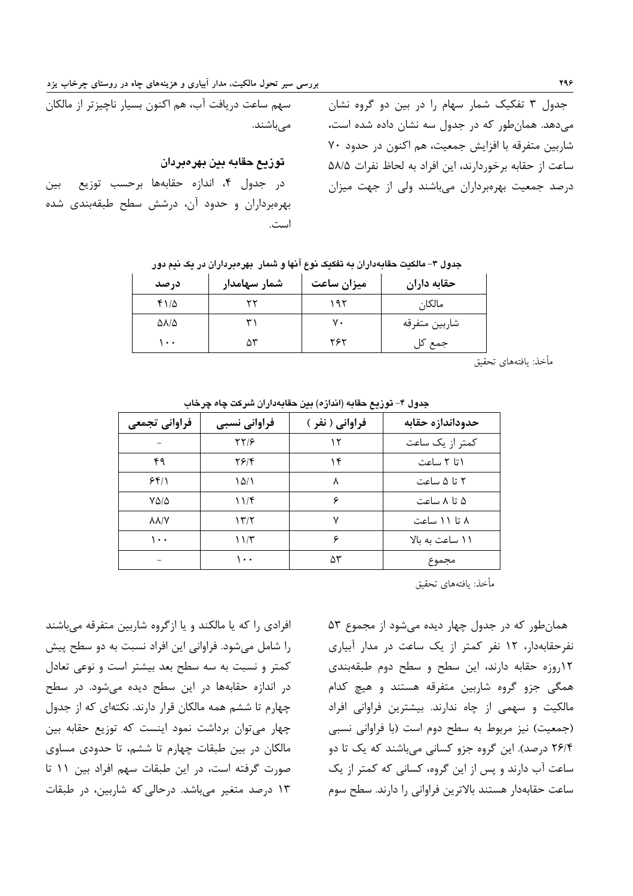جدول ۳ تفکیک شمار سهام را در بین دو گروه نشان می‌دهد. همان‌طور که در جدول سه نشان داده شده است، شاربین متفرقه با افزایش جمعیت، هم اکنون در حدود ۷۰ ساعت از حقابه برخوردارند، این افراد به لحاظ نفرات ۵۸/۵ درصد جمعیت بهره‌برداران می‌باشند ولی از جهت میزان سهم ساعت دریافت آب، هم اکنون بسیار ناچیزتر از مالکان می‌باشند.

### توزیع حقابه بین بهره‌بردران

در جدول ۴، اندازه حقابه‌ها برحسب توزیع بین بهره‌برداران و حدود آن، درشش سطح طبقه‌بندی شده است.

**جدول ۳- مالکیت حقابه‌داران به تفکیک نوع آنها و شمار بهره‌برداران در یک نیم دور**

| حقابه داران | میزان ساعت | شمار سهامدار | درصد |
|---|---|---|---|
| مالکان | ۱۹۲ | ۲۲ | ۴۱/۵ |
| شاربین متفرقه | ۷۰ | ۳۱ | ۵۸/۵ |
| جمع کل | ۲۶۲ | ۵۳ | ۱۰۰ |

مأخذ: یافته‌های تحقیق

**جدول ۴- توزیع حقابه (اندازه) بین حقابه‌داران شرکت چاه چرخاب**

| حدوداندازه حقابه | فراوانی ( نفر ) | فراوانی نسبی | فراوانی تجمعی |
|---|---|---|---|
| کمتر از یک ساعت | ۱۲ | ۲۲/۶ | - |
| ۱تا ۲ ساعت | ۱۴ | ۲۶/۴ | ۴۹ |
| ۲ تا ۵ ساعت | ۸ | ۱۵/۱ | ۶۴/۱ |
| ۵ تا ۸ ساعت | ۶ | ۱۱/۴ | ۷۵/۵ |
| ۸ تا ۱۱ ساعت | ۷ | ۱۳/۲ | ۸۸/۷ |
| ۱۱ ساعت به بالا | ۶ | ۱۱/۳ | ۱۰۰ |
| مجموع | ۵۳ | ۱۰۰ | - |

مأخذ: یافته‌های تحقیق

همان‌طور که در جدول چهار دیده می‌شود از مجموع ۵۳ نفرحقابه‌دار، ۱۲ نفر کمتر از یک ساعت در مدار آبیاری ۱۲روزه حقابه دارند، این سطح و سطح دوم طبقه‌بندی همگی جزو گروه شاربین متفرقه هستند و هیچ کدام مالکیت و سهمی از چاه ندارند. بیشترین فراوانی افراد (جمعیت) نیز مربوط به سطح دوم است (با فراوانی نسبی ۲۶/۴ درصد). این گروه جزو کسانی می‌باشند که یک تا دو ساعت آب دارند و پس از این گروه، کسانی که کمتر از یک ساعت حقابه‌دار هستند بالاترین فراوانی را دارند. سطح سوم افرادی را که یا مالکند و یا ازگروه شاربین متفرقه می‌باشند را شامل می‌شود. فراوانی این افراد نسبت به دو سطح پیش کمتر و نسبت به سه سطح بعد بیشتر است و نوعی تعادل در اندازه حقابه‌ها در این سطح دیده می‌شود. در سطح چهارم تا ششم همه مالکان قرار دارند. نکته‌ای که از جدول چهار می‌توان برداشت نمود اینست که توزیع حقابه بین مالکان در بین طبقات چهارم تا ششم، تا حدودی مساوی صورت گرفته است، در این طبقات سهم افراد بین ۱۱ تا ۱۳ درصد متغیر می‌باشد. درحالی که شاربین، در طبقات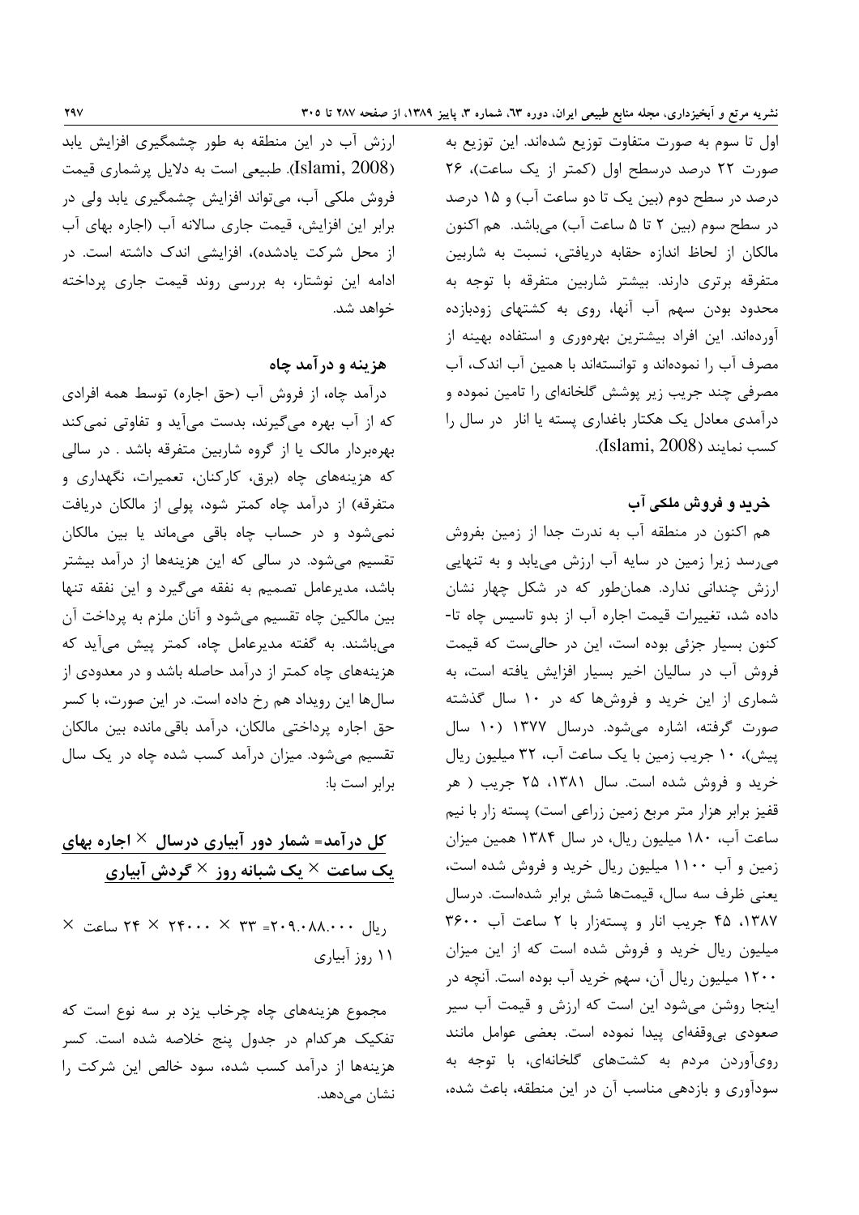اول تا سوم به صورت متفاوت توزیع شده‌اند. این توزیع به صورت ۲۲ درصد درسطح اول (کمتر از یک ساعت)، ۲۶ درصد در سطح دوم (بین یک تا دو ساعت آب) و ۱۵ درصد در سطح سوم (بین ۲ تا ۵ ساعت آب) می‌باشد. هم اکنون مالکان از لحاظ اندازه حقابه دریافتی، نسبت به شاربین متفرقه برتری دارند. بیشتر شاربین متفرقه با توجه به محدود بودن سهم آب آنها، روی به کشتهای زودبازده آورده‌اند. این افراد بیشترین بهره‌وری و استفاده بهینه از مصرف آب را نموده‌اند و توانسته‌اند با همین آب اندک، آب مصرفی چند جریب زیر پوشش گلخانه‌ای را تامین نموده و درآمدی معادل یک هکتار باغداری پسته یا انار در سال را کسب نمایند (Islami, 2008).

### خرید و فروش ملکی آب

هم اکنون در منطقه آب به ندرت جدا از زمین بفروش می‌رسد زیرا زمین در سایه آب ارزش می‌یابد و به تنهایی ارزش چندانی ندارد. همان‌طور که در شکل چهار نشان داده شد، تغییرات قیمت اجاره آب از بدو تاسیس چاه تا-کنون بسیار جزئی بوده است، این در حالی‌ست که قیمت فروش آب در سالیان اخیر بسیار افزایش یافته است، به شماری از این خرید و فروش‌ها که در ۱۰ سال گذشته صورت گرفته، اشاره می‌شود. درسال ۱۳۷۷ (۱۰ سال پیش)، ۱۰ جریب زمین با یک ساعت آب، ۳۲ میلیون ریال خرید و فروش شده است. سال ۱۳۸۱، ۲۵ جریب ( هر قفیز برابر هزار متر مربع زمین زراعی است) پسته زار با نیم ساعت آب، ۱۸۰ میلیون ریال، در سال ۱۳۸۴ همین میزان زمین و آب ۱۱۰۰ میلیون ریال خرید و فروش شده است، یعنی ظرف سه سال، قیمتها شش برابر شده‌است. درسال ۱۳۸۷، ۴۵ جریب انار و پسته‌زار با ۲ ساعت آب ۳۶۰۰ میلیون ریال خرید و فروش شده است که از این میزان ۱۲۰۰ میلیون ریال آن، سهم خرید آب بوده است. آنچه در اینجا روشن می‌شود این است که ارزش و قیمت آب سیر صعودی بی‌وقفه‌ای پیدا نموده است. بعضی عوامل مانند روی‌آوردن مردم به کشت‌های گلخانه‌ای، با توجه به سودآوری و بازدهی مناسب آن در این منطقه، باعث شده، ارزش آب در این منطقه به طور چشمگیری افزایش یابد (Islami, 2008). طبیعی است به دلایل پرشماری قیمت فروش ملکی آب، می‌تواند افزایش چشمگیری یابد ولی در برابر این افزایش، قیمت جاری سالانه آب (اجاره بهای آب از محل شرکت یادشده)، افزایشی اندک داشته است. در ادامه این نوشتار، به بررسی روند قیمت جاری پرداخته خواهد شد.

### هزینه و درآمد چاه

درآمد چاه، از فروش آب (حق اجاره) توسط همه افرادی که از آب بهره می‌گیرند، بدست می‌آید و تفاوتی نمی‌کند بهره‌بردار مالک یا از گروه شاربین متفرقه باشد . در سالی که هزینه‌های چاه (برق، کارکنان، تعمیرات، نگهداری و متفرقه) از درآمد چاه کمتر شود، پولی از مالکان دریافت نمی‌شود و در حساب چاه باقی می‌ماند یا بین مالکان تقسیم می‌شود. در سالی که این هزینه‌ها از درآمد بیشتر باشد، مدیرعامل تصمیم به نفقه می‌گیرد و این نفقه تنها بین مالکین چاه تقسیم می‌شود و آنان ملزم به پرداخت آن می‌باشند. به گفته مدیرعامل چاه، کمتر پیش می‌آید که هزینه‌های چاه کمتر از درآمد حاصله باشد و در معدودی از سال‌ها این رویداد هم رخ داده است. در این صورت، با کسر حق اجاره پرداختی مالکان، درآمد باقی‌مانده بین مالکان تقسیم می‌شود. میزان درآمد کسب شده چاه در یک سال برابر است با:

**کل درآمد= شمار دور آبیاری درسال × اجاره بهای یک ساعت × یک شبانه روز × گردش آبیاری**

ریال ۲۰۹.۰۸۸.۰۰۰= ۳۳ × ۲۴۰۰۰ × ۲۴ ساعت × ۱۱ روز آبیاری

مجموع هزینه‌های چاه چرخاب یزد بر سه نوع است که تفکیک هرکدام در جدول پنج خلاصه شده است. کسر هزینه‌ها از درآمد کسب شده، سود خالص این شرکت را نشان می‌دهد.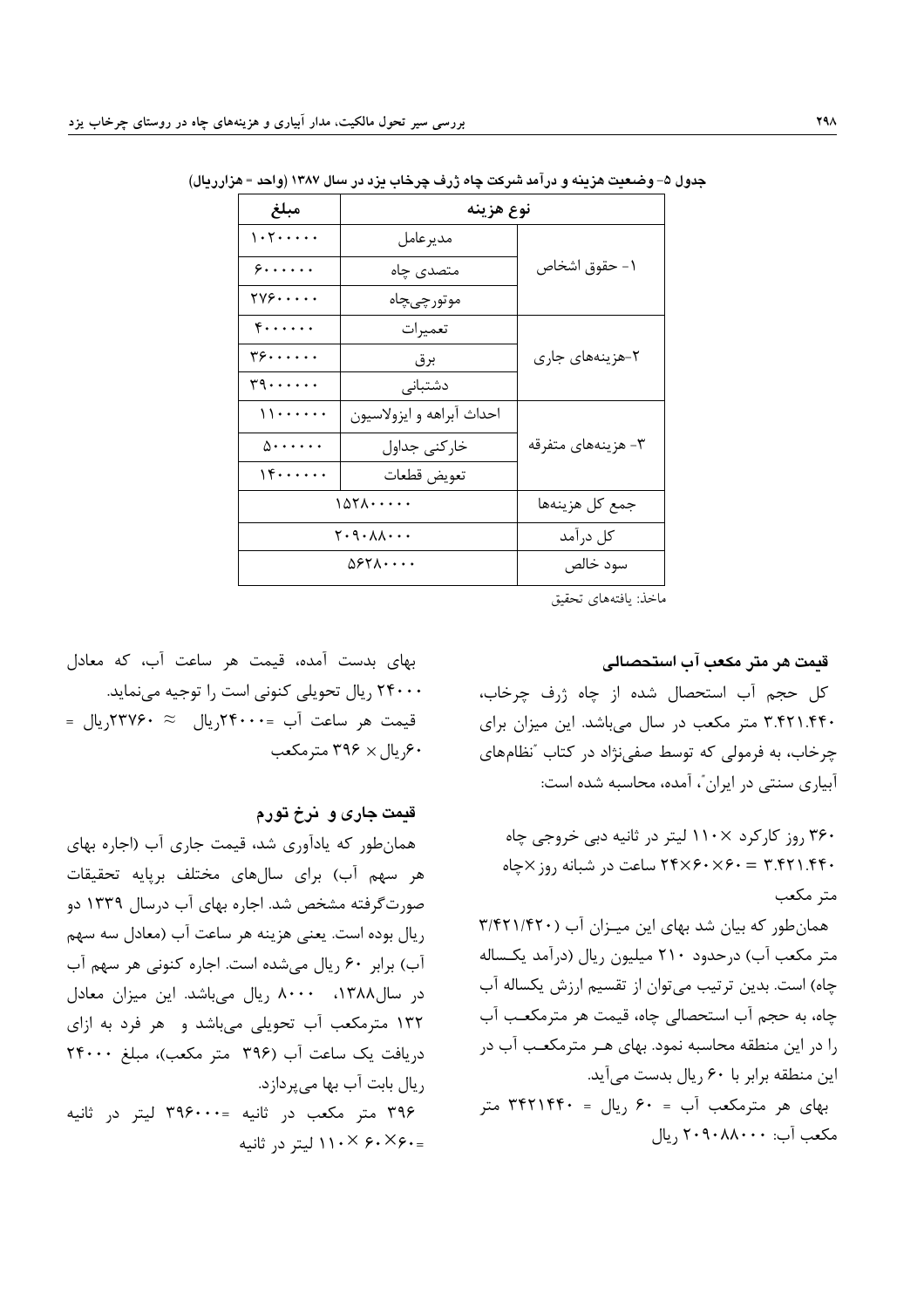جدول ۵- وضعیت هزینه و درآمد شرکت چاه ژرف چرخاب یزد در سال ۱۳۸۷ (واحد = هزارریال)

| نوع هزینه | | مبلغ |
|---|---|---|
| ۱- حقوق اشخاص | مدیرعامل | ۱۰۲۰۰۰۰۰ |
| | متصدی چاه | ۶۰۰۰۰۰۰ |
| | موتورچی‌چاه | ۲۷۶۰۰۰۰۰ |
| ۲-هزینه‌های جاری | تعمیرات | ۴۰۰۰۰۰۰ |
| | برق | ۳۶۰۰۰۰۰۰ |
| | دشتبانی | ۳۹۰۰۰۰۰۰ |
| ۳- هزینه‌های متفرقه | احداث آبراهه و ایزولاسیون | ۱۱۰۰۰۰۰۰ |
| | خارکنی جداول | ۵۰۰۰۰۰۰ |
| | تعویض قطعات | ۱۴۰۰۰۰۰۰ |
| جمع کل هزینه‌ها | | ۱۵۲۸۰۰۰۰۰ |
| کل درآمد | | ۲۰۹۰۸۸۰۰۰ |
| سود خالص | | ۵۶۲۸۰۰۰۰ |

ماخذ: یافته‌های تحقیق

### قیمت هر متر مکعب آب استحصالی

کل حجم آب استحصال شده از چاه ژرف چرخاب، ۳.۴۲۱.۴۴۰ متر مکعب در سال می‌باشد. این میزان برای چرخاب، به فرمولی که توسط صفی‌نژاد در کتاب "نظام‌های آبیاری سنتی در ایران"، آمده، محاسبه شده است:

۳۶۰ روز کارکرد × ۱۱۰ لیتر در ثانیه دبی خروجی چاه ۳.۴۲۱.۴۴۰ = ۶۰×۶۰×۲۴ ساعت در شبانه روز×چاه متر مکعب

همان‌طور که بیان شد بهای این میـزان آب (۳/۴۲۱/۴۲۰ متر مکعب آب) درحدود ۲۱۰ میلیون ریال (درآمد یکساله چاه) است. بدین ترتیب می‌توان از تقسیم ارزش یکساله آب چاه، به حجم آب استحصالی چاه، قیمت هر مترمکعـب آب را در این منطقه محاسبه نمود. بهای هـر مترمکعـب آب در این منطقه برابر با ۶۰ ریال بدست می‌آید.

بهای هر مترمکعب آب = ۶۰ ریال = ۳۴۲۱۴۴۰ متر مکعب آب: ۲۰۹۰۸۸۰۰۰ ریال

بهای بدست آمده، قیمت هر ساعت آب، که معادل ۲۴۰۰۰ ریال تحویلی کنونی است را توجیه می‌نماید.

قیمت هر ساعت آب =۲۴۰۰۰ریال ≈ ۲۳۷۶۰ریال = ۶۰ریال × ۳۹۶ مترمکعب

### قیمت جاری و نرخ تورم

همان‌طور که یادآوری شد، قیمت جاری آب (اجاره بهای هر سهم آب) برای سال‌های مختلف برپایه تحقیقات صورت‌گرفته مشخص شد. اجاره بهای آب درسال ۱۳۳۹ دو ریال بوده است. یعنی هزینه هر ساعت آب (معادل سه سهم آب) برابر ۶۰ ریال می‌شده است. اجاره کنونی هر سهم آب در سال۱۳۸۸، ۸۰۰۰ ریال می‌باشد. این میزان معادل ۱۳۲ مترمکعب آب تحویلی می‌باشد و هر فرد به ازای دریافت یک ساعت آب (۳۹۶ متر مکعب)، مبلغ ۲۴۰۰۰ ریال بابت آب بها می‌پردازد.

۳۹۶ متر مکعب در ثانیه =۳۹۶۰۰۰ لیتر در ثانیه =۶۰×۶۰ × ۱۱۰ لیتر در ثانیه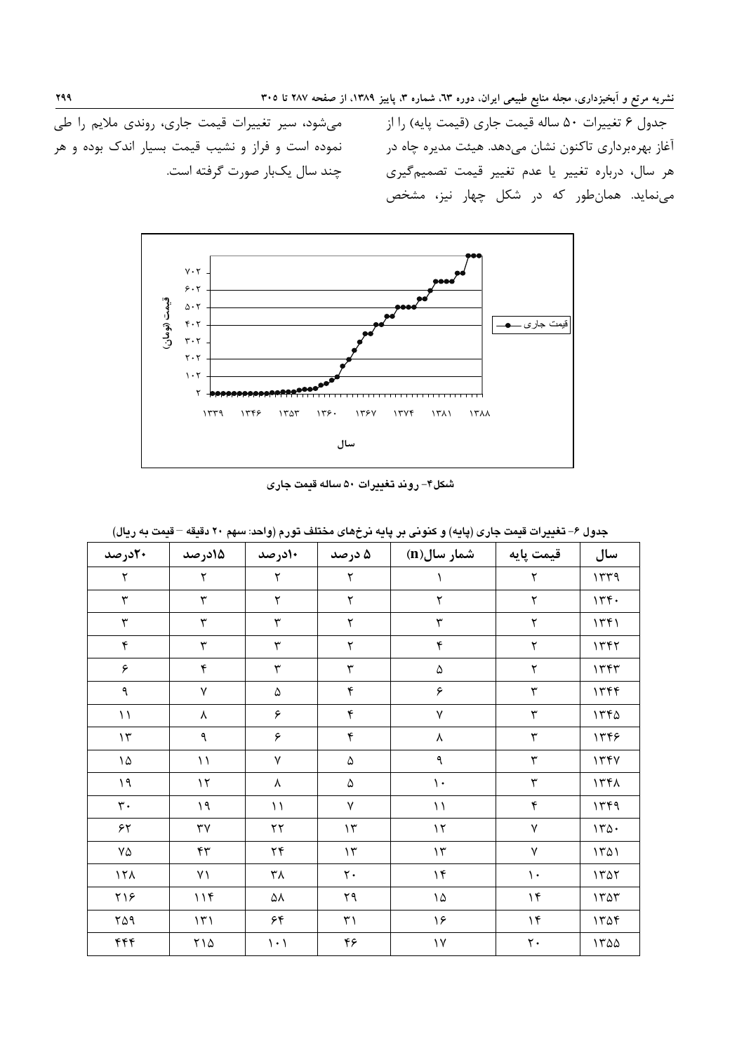جدول ۶ تغییرات ۵۰ ساله قیمت جاری (قیمت پایه) را از آغاز بهره‌برداری تاکنون نشان می‌دهد. هیئت مدیره چاه در هر سال، درباره تغییر یا عدم تغییر قیمت تصمیم‌گیری می‌نماید. همان‌طور که در شکل چهار نیز، مشخص می‌شود، سیر تغییرات قیمت جاری، روندی ملایم را طی نموده است و فراز و نشیب قیمت بسیار اندک بوده و هر چند سال یک‌بار صورت گرفته است.

شکل۴- روند تغییرات ۵۰ ساله قیمت جاری

جدول ۶- تغییرات قیمت جاری (پایه) و کنونی بر پایه نرخ‌های مختلف تورم (واحد: سهم ۲۰ دقیقه – قیمت به ریال)

| سال | قیمت پایه | شمار سال(n) | ۵ درصد | ۱۰درصد | ۱۵درصد | ۲۰درصد |
| --- | --- | --- | --- | --- | --- | --- |
| ۱۳۳۹ | ۲ | ۱ | ۲ | ۲ | ۲ | ۲ |
| ۱۳۴۰ | ۲ | ۲ | ۲ | ۲ | ۳ | ۳ |
| ۱۳۴۱ | ۲ | ۳ | ۲ | ۳ | ۳ | ۳ |
| ۱۳۴۲ | ۲ | ۴ | ۲ | ۳ | ۳ | ۴ |
| ۱۳۴۳ | ۲ | ۵ | ۳ | ۳ | ۴ | ۶ |
| ۱۳۴۴ | ۳ | ۶ | ۴ | ۵ | ۷ | ۹ |
| ۱۳۴۵ | ۳ | ۷ | ۴ | ۶ | ۸ | ۱۱ |
| ۱۳۴۶ | ۳ | ۸ | ۴ | ۶ | ۹ | ۱۳ |
| ۱۳۴۷ | ۳ | ۹ | ۵ | ۷ | ۱۱ | ۱۵ |
| ۱۳۴۸ | ۳ | ۱۰ | ۵ | ۸ | ۱۲ | ۱۹ |
| ۱۳۴۹ | ۴ | ۱۱ | ۷ | ۱۱ | ۱۹ | ۳۰ |
| ۱۳۵۰ | ۷ | ۱۲ | ۱۳ | ۲۲ | ۳۷ | ۶۲ |
| ۱۳۵۱ | ۷ | ۱۳ | ۱۳ | ۲۴ | ۴۳ | ۷۵ |
| ۱۳۵۲ | ۱۰ | ۱۴ | ۲۰ | ۳۸ | ۷۱ | ۱۲۸ |
| ۱۳۵۳ | ۱۴ | ۱۵ | ۲۹ | ۵۸ | ۱۱۴ | ۲۱۶ |
| ۱۳۵۴ | ۱۴ | ۱۶ | ۳۱ | ۶۴ | ۱۳۱ | ۲۵۹ |
| ۱۳۵۵ | ۲۰ | ۱۷ | ۴۶ | ۱۰۱ | ۲۱۵ | ۴۴۴ |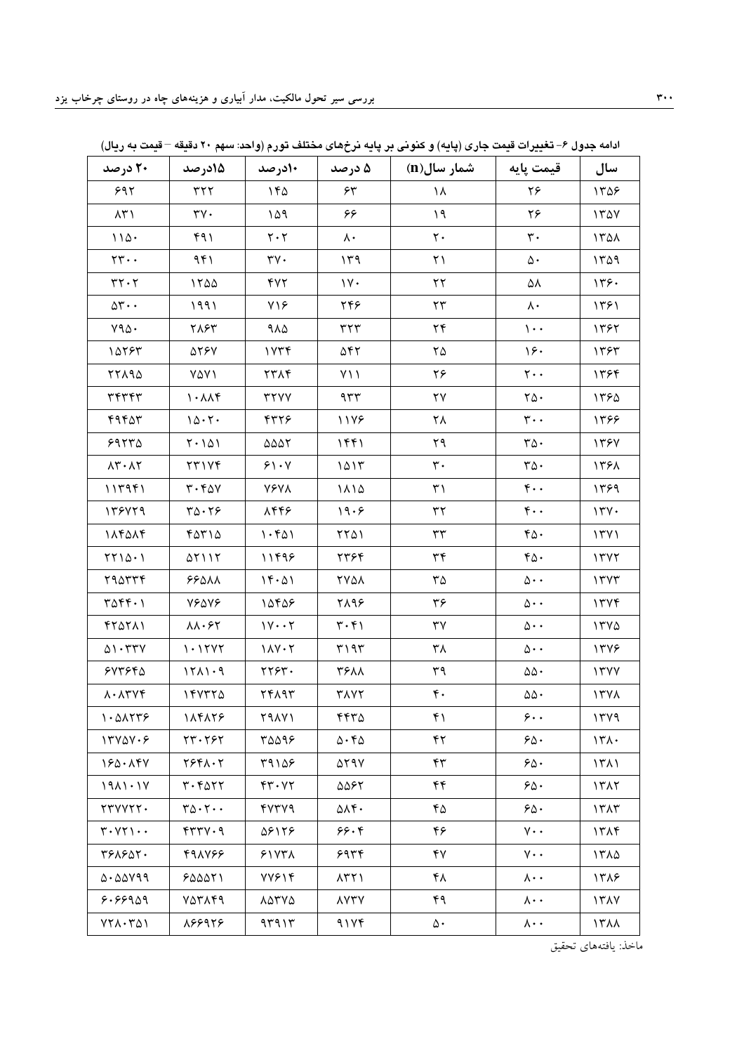ادامه جدول ۶- تغییرات قیمت جاری (پایه) و کنونی بر پایه نرخ‌های مختلف تورم (واحد: سهم ۲۰ دقیقه – قیمت به ریال)

| سال | قیمت پایه | شمار سال(n) | ۵ درصد | ۱۰درصد | ۱۵درصد | ۲۰ درصد |
|---|---|---|---|---|---|---|
| ۱۳۵۶ | ۲۶ | ۱۸ | ۶۳ | ۱۴۵ | ۳۲۲ | ۶۹۲ |
| ۱۳۵۷ | ۲۶ | ۱۹ | ۶۶ | ۱۵۹ | ۳۷۰ | ۸۳۱ |
| ۱۳۵۸ | ۳۰ | ۲۰ | ۸۰ | ۲۰۲ | ۴۹۱ | ۱۱۵۰ |
| ۱۳۵۹ | ۵۰ | ۲۱ | ۱۳۹ | ۳۷۰ | ۹۴۱ | ۲۳۰۰ |
| ۱۳۶۰ | ۵۸ | ۲۲ | ۱۷۰ | ۴۷۲ | ۱۲۵۵ | ۳۲۰۲ |
| ۱۳۶۱ | ۸۰ | ۲۳ | ۲۴۶ | ۷۱۶ | ۱۹۹۱ | ۵۳۰۰ |
| ۱۳۶۲ | ۱۰۰ | ۲۴ | ۳۲۳ | ۹۸۵ | ۲۸۶۳ | ۷۹۵۰ |
| ۱۳۶۳ | ۱۶۰ | ۲۵ | ۵۴۲ | ۱۷۳۴ | ۵۲۶۷ | ۱۵۲۶۳ |
| ۱۳۶۴ | ۲۰۰ | ۲۶ | ۷۱۱ | ۲۳۸۴ | ۷۵۷۱ | ۲۲۸۹۵ |
| ۱۳۶۵ | ۲۵۰ | ۲۷ | ۹۳۳ | ۳۲۷۷ | ۱۰۸۸۴ | ۳۴۳۴۳ |
| ۱۳۶۶ | ۳۰۰ | ۲۸ | ۱۱۷۶ | ۴۳۲۶ | ۱۵۰۲۰ | ۴۹۴۵۳ |
| ۱۳۶۷ | ۳۵۰ | ۲۹ | ۱۴۴۱ | ۵۵۵۲ | ۲۰۱۵۱ | ۶۹۲۳۵ |
| ۱۳۶۸ | ۳۵۰ | ۳۰ | ۱۵۱۳ | ۶۱۰۷ | ۲۳۱۷۴ | ۸۳۰۸۲ |
| ۱۳۶۹ | ۴۰۰ | ۳۱ | ۱۸۱۵ | ۷۶۷۸ | ۳۰۴۵۷ | ۱۱۳۹۴۱ |
| ۱۳۷۰ | ۴۰۰ | ۳۲ | ۱۹۰۶ | ۸۴۴۶ | ۳۵۰۲۶ | ۱۳۶۷۲۹ |
| ۱۳۷۱ | ۴۵۰ | ۳۳ | ۲۲۵۱ | ۱۰۴۵۱ | ۴۵۳۱۵ | ۱۸۴۵۸۴ |
| ۱۳۷۲ | ۴۵۰ | ۳۴ | ۲۳۶۴ | ۱۱۴۹۶ | ۵۲۱۱۲ | ۲۲۱۵۰۱ |
| ۱۳۷۳ | ۵۰۰ | ۳۵ | ۲۷۵۸ | ۱۴۰۵۱ | ۶۶۵۸۸ | ۲۹۵۳۳۴ |
| ۱۳۷۴ | ۵۰۰ | ۳۶ | ۲۸۹۶ | ۱۵۴۵۶ | ۷۶۵۷۶ | ۳۵۴۴۰۱ |
| ۱۳۷۵ | ۵۰۰ | ۳۷ | ۳۰۴۱ | ۱۷۰۰۲ | ۸۸۰۶۲ | ۴۲۵۲۸۱ |
| ۱۳۷۶ | ۵۰۰ | ۳۸ | ۳۱۹۳ | ۱۸۷۰۲ | ۱۰۱۲۷۲ | ۵۱۰۳۳۷ |
| ۱۳۷۷ | ۵۵۰ | ۳۹ | ۳۶۸۸ | ۲۲۶۳۰ | ۱۲۸۱۰۹ | ۶۷۳۶۴۵ |
| ۱۳۷۸ | ۵۵۰ | ۴۰ | ۳۸۷۲ | ۲۴۸۹۳ | ۱۴۷۳۲۵ | ۸۰۸۳۷۴ |
| ۱۳۷۹ | ۶۰۰ | ۴۱ | ۴۴۳۵ | ۲۹۸۷۱ | ۱۸۴۸۲۶ | ۱۰۵۸۲۳۶ |
| ۱۳۸۰ | ۶۵۰ | ۴۲ | ۵۰۴۵ | ۳۵۵۹۶ | ۲۳۰۲۶۲ | ۱۳۷۵۷۰۶ |
| ۱۳۸۱ | ۶۵۰ | ۴۳ | ۵۲۹۷ | ۳۹۱۵۶ | ۲۶۴۸۰۲ | ۱۶۵۰۸۴۷ |
| ۱۳۸۲ | ۶۵۰ | ۴۴ | ۵۵۶۲ | ۴۳۰۷۲ | ۳۰۴۵۲۲ | ۱۹۸۱۰۱۷ |
| ۱۳۸۳ | ۶۵۰ | ۴۵ | ۵۸۴۰ | ۴۷۳۷۹ | ۳۵۰۲۰۰ | ۲۳۷۷۲۲۰ |
| ۱۳۸۴ | ۷۰۰ | ۴۶ | ۶۶۰۴ | ۵۶۱۲۶ | ۴۳۳۷۰۹ | ۳۰۷۲۱۰۰ |
| ۱۳۸۵ | ۷۰۰ | ۴۷ | ۶۹۳۴ | ۶۱۷۳۸ | ۴۹۸۷۶۶ | ۳۶۸۶۵۲۰ |
| ۱۳۸۶ | ۸۰۰ | ۴۸ | ۸۳۲۱ | ۷۷۶۱۴ | ۶۵۵۵۲۱ | ۵۰۵۵۷۹۹ |
| ۱۳۸۷ | ۸۰۰ | ۴۹ | ۸۷۳۷ | ۸۵۳۷۵ | ۷۵۳۸۴۹ | ۶۰۶۶۹۵۹ |
| ۱۳۸۸ | ۸۰۰ | ۵۰ | ۹۱۷۴ | ۹۳۹۱۳ | ۸۶۶۹۲۶ | ۷۲۸۰۳۵۱ |

ماخذ: یافته‌های تحقیق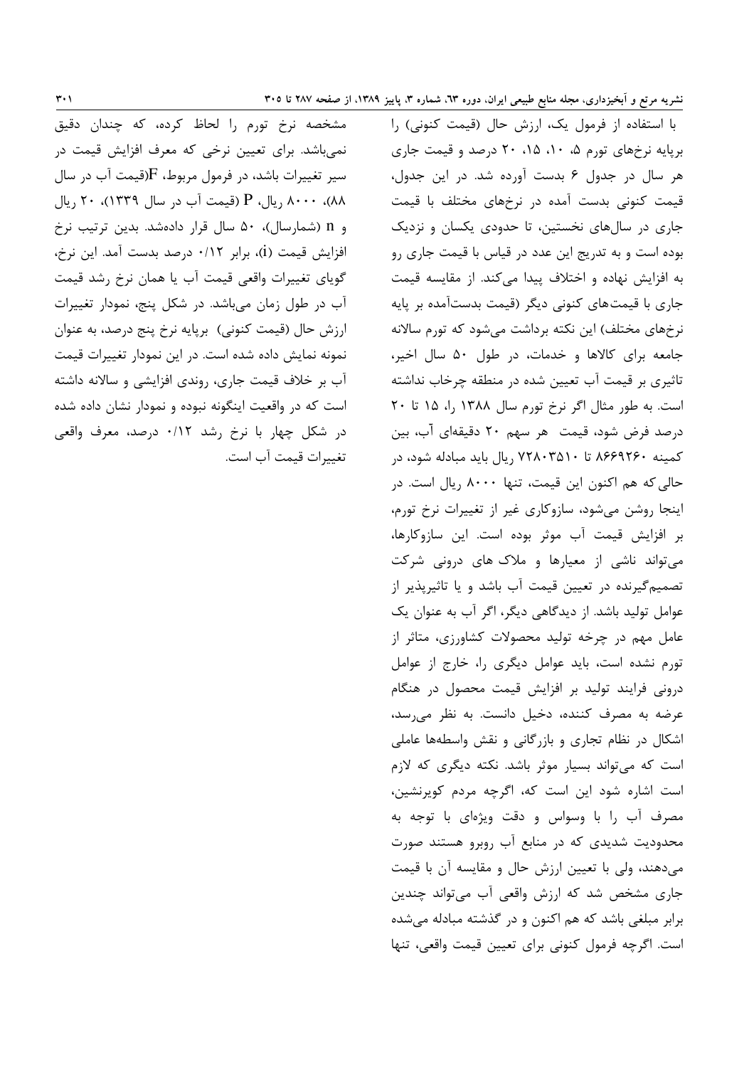با استفاده از فرمول یک، ارزش حال (قیمت کنونی) را برپایه نرخ‌های تورم ۵، ۱۰، ۱۵، ۲۰ درصد و قیمت جاری هر سال در جدول ۶ بدست آورده شد. در این جدول، قیمت کنونی بدست آمده در نرخ‌های مختلف با قیمت جاری در سال‌های نخستین، تا حدودی یکسان و نزدیک بوده است و به تدریج این عدد در قیاس با قیمت جاری رو به افزایش نهاده و اختلاف پیدا می‌کند. از مقایسه قیمت جاری با قیمت‌های کنونی دیگر (قیمت بدست‌آمده بر پایه نرخ‌های مختلف) این نکته برداشت می‌شود که تورم سالانه جامعه برای کالاها و خدمات، در طول ۵۰ سال اخیر، تاثیری بر قیمت آب تعیین شده در منطقه چرخاب نداشته است. به طور مثال اگر نرخ تورم سال ۱۳۸۸ را، ۱۵ تا ۲۰ درصد فرض شود، قیمت هر سهم ۲۰ دقیقه‌ای آب، بین کمینه ۸۶۶۹۲۶۰ تا ۷۲۸۰۳۵۱۰ ریال باید مبادله شود، در حالی‌که هم اکنون این قیمت، تنها ۸۰۰۰ ریال است. در اینجا روشن می‌شود، سازوکاری غیر از تغییرات نرخ تورم، بر افزایش قیمت آب موثر بوده است. این سازوکارها، می‌تواند ناشی از معیارها و ملاک های درونی شرکت تصمیم‌گیرنده در تعیین قیمت آب باشد و یا تاثیرپذیر از عوامل تولید باشد. از دیدگاهی دیگر، اگر آب به عنوان یک عامل مهم در چرخه تولید محصولات کشاورزی، متاثر از تورم نشده است، باید عوامل دیگری را، خارج از عوامل درونی فرایند تولید بر افزایش قیمت محصول در هنگام عرضه به مصرف کننده، دخیل دانست. به نظر می‌رسد، اشکال در نظام تجاری و بازرگانی و نقش واسطه‌ها عاملی است که می‌تواند بسیار موثر باشد. نکته دیگری که لازم است اشاره شود این است که، اگرچه مردم کویرنشین، مصرف آب را با وسواس و دقت ویژه‌ای با توجه به محدودیت شدیدی که در منابع آب روبرو هستند صورت می‌دهند، ولی با تعیین ارزش حال و مقایسه آن با قیمت جاری مشخص شد که ارزش واقعی آب می‌تواند چندین برابر مبلغی باشد که هم اکنون و در گذشته مبادله می‌شده است. اگرچه فرمول کنونی برای تعیین قیمت واقعی، تنها مشخصه نرخ تورم را لحاظ کرده، که چندان دقیق نمی‌باشد. برای تعیین نرخی که معرف افزایش قیمت در سیر تغییرات باشد، در فرمول مربوط، $F$(قیمت آب در سال ۸۸)، ۸۰۰۰ ریال، $P$ (قیمت آب در سال ۱۳۳۹)، ۲۰ ریال و $n$ (شمارسال)، ۵۰ سال قرار داده‌شد. بدین ترتیب نرخ افزایش قیمت ($i$)، برابر ۰/۱۲ درصد بدست آمد. این نرخ، گویای تغییرات واقعی قیمت آب یا همان نرخ رشد قیمت آب در طول زمان می‌باشد. در شکل پنج، نمودار تغییرات ارزش حال (قیمت کنونی) برپایه نرخ پنج درصد، به عنوان نمونه نمایش داده شده است. در این نمودار تغییرات قیمت آب بر خلاف قیمت جاری، روندی افزایشی و سالانه داشته است که در واقعیت اینگونه نبوده و نمودار نشان داده شده در شکل چهار با نرخ رشد ۰/۱۲ درصد، معرف واقعی تغییرات قیمت آب است.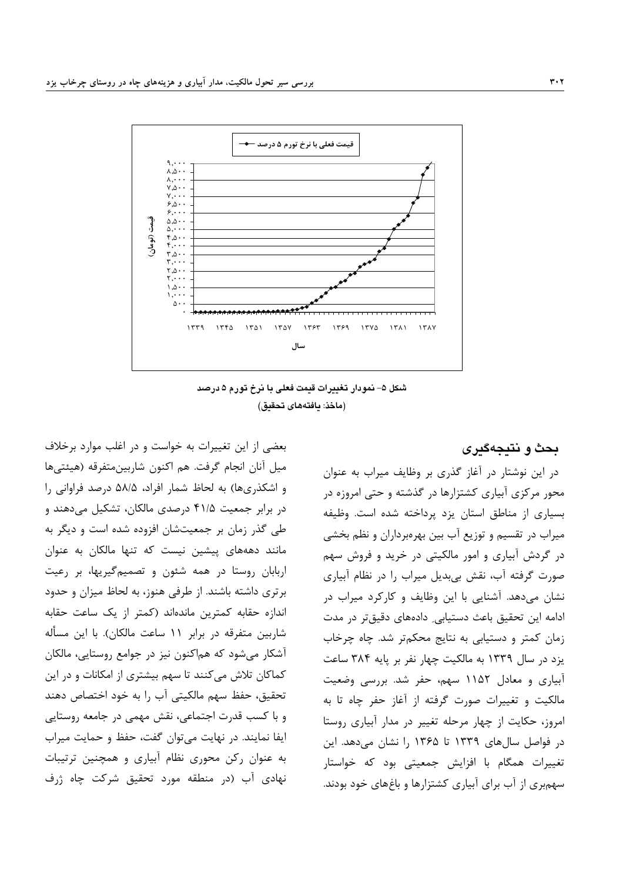شکل ۵- نمودار تغییرات قیمت فعلی با نرخ تورم ۵ درصد

(ماخذ: یافته‌های تحقیق)

## بحث و نتیجه‌گیری

در این نوشتار در آغاز گذری بر وظایف میراب به عنوان محور مرکزی آبیاری کشتزارها در گذشته و حتی امروزه در بسیاری از مناطق استان یزد پرداخته شده است. وظیفه میراب در تقسیم و توزیع آب بین بهره‌برداران و نظم بخشی در گردش آبیاری و امور مالکیتی در خرید و فروش سهم صورت گرفته آب، نقش بی‌بدیل میراب را در نظام آبیاری نشان می‌دهد. آشنایی با این وظایف و کارکرد میراب در ادامه این تحقیق باعث دستیابیِ داده‌های دقیق‌تر در مدت زمان کمتر و دستیابی به نتایج محکم‌تر شد. چاه چرخاب یزد در سال ۱۳۳۹ به مالکیت چهار نفر بر پایه ۳۸۴ ساعت آبیاری و معادل ۱۱۵۲ سهم، حفر شد. بررسی وضعیت مالکیت و تغییرات صورت گرفته از آغاز حفر چاه تا به امروز، حکایت از چهار مرحله تغییر در مدار آبیاری روستا در فواصل سال‌های ۱۳۳۹ تا ۱۳۶۵ را نشان می‌دهد. این تغییرات همگام با افزایش جمعیتی بود که خواستار سهم‌بری از آب برای آبیاری کشتزارها و باغ‌های خود بودند. بعضی از این تغییرات به خواست و در اغلب موارد برخلاف میل آنان انجام گرفت. هم اکنون شاربین‌متفرقه (هیئتی‌ها و اشکذری‌ها) به لحاظ شمار افراد، ۵۸/۵ درصد فراوانی را در برابر جمعیت ۴۱/۵ درصدی مالکان، تشکیل می‌دهند و طی گذر زمان بر جمعیت‌شان افزوده شده است و دیگر به مانند دهه‌های پیشین نیست که تنها مالکان به عنوان اربابان روستا در همه شئون و تصمیم‌گیریها، بر رعیت برتری داشته باشند. از طرفی هنوز، به لحاظ میزان و حدود اندازه حقابه کمترین مانده‌اند (کمتر از یک ساعت حقابه شاربین متفرقه در برابر ۱۱ ساعت مالکان). با این مسأله آشکار می‌شود که هم‌اکنون نیز در جوامع روستایی، مالکان کماکان تلاش می‌کنند تا سهم بیشتری از امکانات و در این تحقیق، حفظ سهم مالکیتی آب را به خود اختصاص دهند و با کسب قدرت اجتماعی، نقش مهمی در جامعه روستایی ایفا نمایند. در نهایت می‌توان گفت، حفظ و حمایت میراب به عنوان رکن محوری نظام آبیاری و همچنین ترتیبات نهادی آب (در منطقه مورد تحقیق شرکت چاه ژرف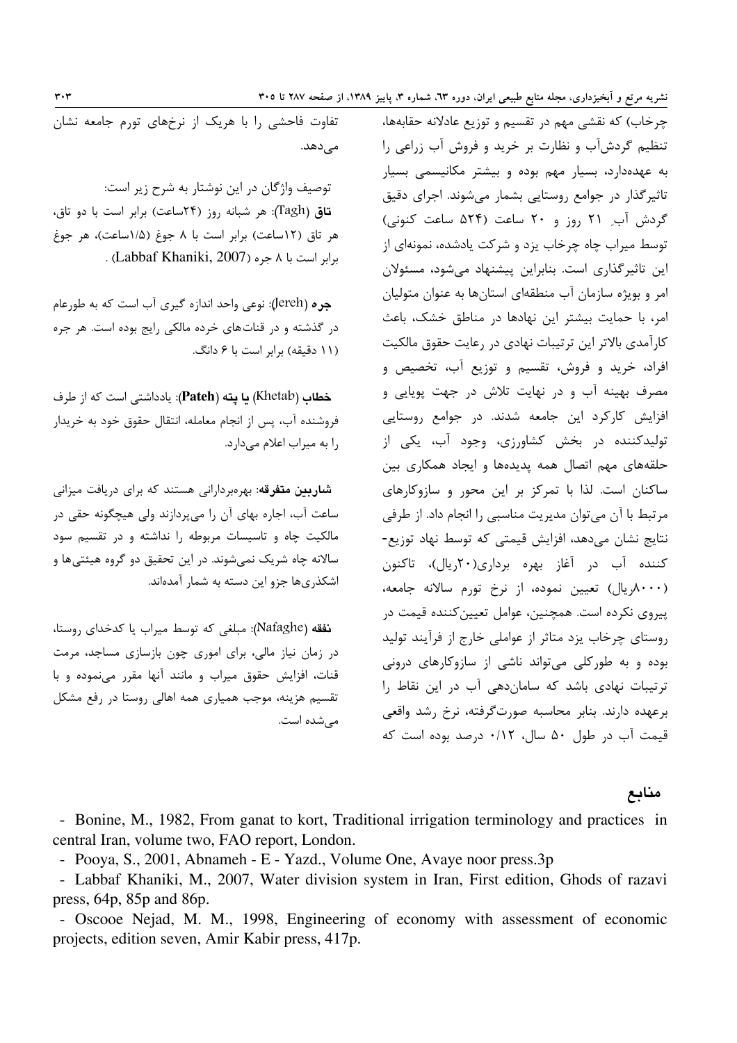چرخاب) که نقشی مهم در تقسیم و توزیع عادلانه حقابه‌ها، تنظیم گردش‌آب و نظارت بر خرید و فروش آب زراعی را به عهده‌دارد، بسیار مهم بوده و بیشتر مکانیسمی بسیار تاثیرگذار در جوامع روستایی بشمار می‌شوند. اجرای دقیق گردش آبِ ۲۱ روز و ۲۰ ساعت (۵۲۴ ساعت کنونی) توسط میراب چاه چرخاب یزد و شرکت یادشده، نمونه‌ای از این تاثیرگذاری است. بنابراین پیشنهاد می‌شود، مسئولان امر و بویژه سازمان آب منطقه‌ای استان‌ها به عنوان متولیان امر، با حمایت بیشتر این نهادها در مناطق خشک، باعث کارآمدی بالاتر این ترتیبات نهادی در رعایت حقوق مالکیت افراد، خرید و فروش، تقسیم و توزیع آب، تخصیص و مصرف بهینه آب و در نهایت تلاش در جهت پویایی و افزایش کارکرد این جامعه شدند. در جوامع روستایی تولیدکننده در بخش کشاورزی، وجود آب، یکی از حلقه‌های مهم اتصال همه پدیده‌ها و ایجاد همکاری بین ساکنان است. لذا با تمرکز بر این محور و سازوکارهای مرتبط با آن می‌توان مدیریت مناسبی را انجام داد. از طرفی نتایج نشان می‌دهد، افزایش قیمتی که توسط نهاد توزیع-کننده آب در آغاز بهره برداری(۲۰ریال)، تاکنون (۸۰۰۰ریال) تعیین نموده، از نرخ تورم سالانه جامعه، پیروی نکرده است. همچنین، عوامل تعیین‌کننده قیمت در روستای چرخاب یزد متاثر از عواملی خارج از فرآیند تولید بوده و به طورکلی می‌تواند ناشی از سازوکارهای درونی ترتیبات نهادی باشد که سامان‌دهی آب در این نقاط را برعهده دارند. بنابر محاسبه صورت‌گرفته، نرخ رشد واقعی قیمت آب در طول ۵۰ سال، ۰/۱۲ درصد بوده است که تفاوت فاحشی را با هریک از نرخ‌های تورم جامعه نشان می‌دهد.

توصیف واژگان در این نوشتار به شرح زیر است:

**تاق** (Tagh): هر شبانه روز (۲۴ساعت) برابر است با دو تاق، هر تاق (۱۲ساعت) برابر است با ۸ جوغ (۱/۵ساعت)، هر جوغ برابر است با ۸ جره (Labbaf Khaniki, 2007) .

**جره** (Jereh): نوعی واحد اندازه گیری آب است که به طورعام در گذشته و در قنات‌های خرده مالکی رایج بوده است. هر جره (۱۱ دقیقه) برابر است با ۶ دانگ.

**خطاب** (Khetab) **یا پته (Pateh)**: یادداشتی است که از طرف فروشنده آب، پس از انجام معامله، انتقال حقوق خود به خریدار را به میراب اعلام می‌دارد.

**شاربین متفرقه**: بهره‌بردارانی هستند که برای دریافت میزانی ساعت آب، اجاره بهای آن را می‌پردازند ولی هیچگونه حقی در مالکیت چاه و تاسیسات مربوطه را نداشته و در تقسیم سود سالانه چاه شریک نمی‌شوند. در این تحقیق دو گروه هیئتی‌ها و اشکذری‌ها جزو این دسته به شمار آمده‌اند.

**نفقه** (Nafaghe): مبلغی که توسط میراب یا کدخدای روستا، در زمان نیاز مالی، برای اموری چون بازسازی مساجد، مرمت قنات، افزایش حقوق میراب و مانند آنها مقرر می‌نموده و با تقسیم هزینه، موجب همیاری همه اهالی روستا در رفع مشکل می‌شده است.

## منابع

- Bonine, M., 1982, From ganat to kort, Traditional irrigation terminology and practices in central Iran, volume two, FAO report, London.
- Pooya, S., 2001, Abnameh - E - Yazd., Volume One, Avaye noor press.3p
- Labbaf Khaniki, M., 2007, Water division system in Iran, First edition, Ghods of razavi press, 64p, 85p and 86p.
- Oscooe Nejad, M. M., 1998, Engineering of economy with assessment of economic projects, edition seven, Amir Kabir press, 417p.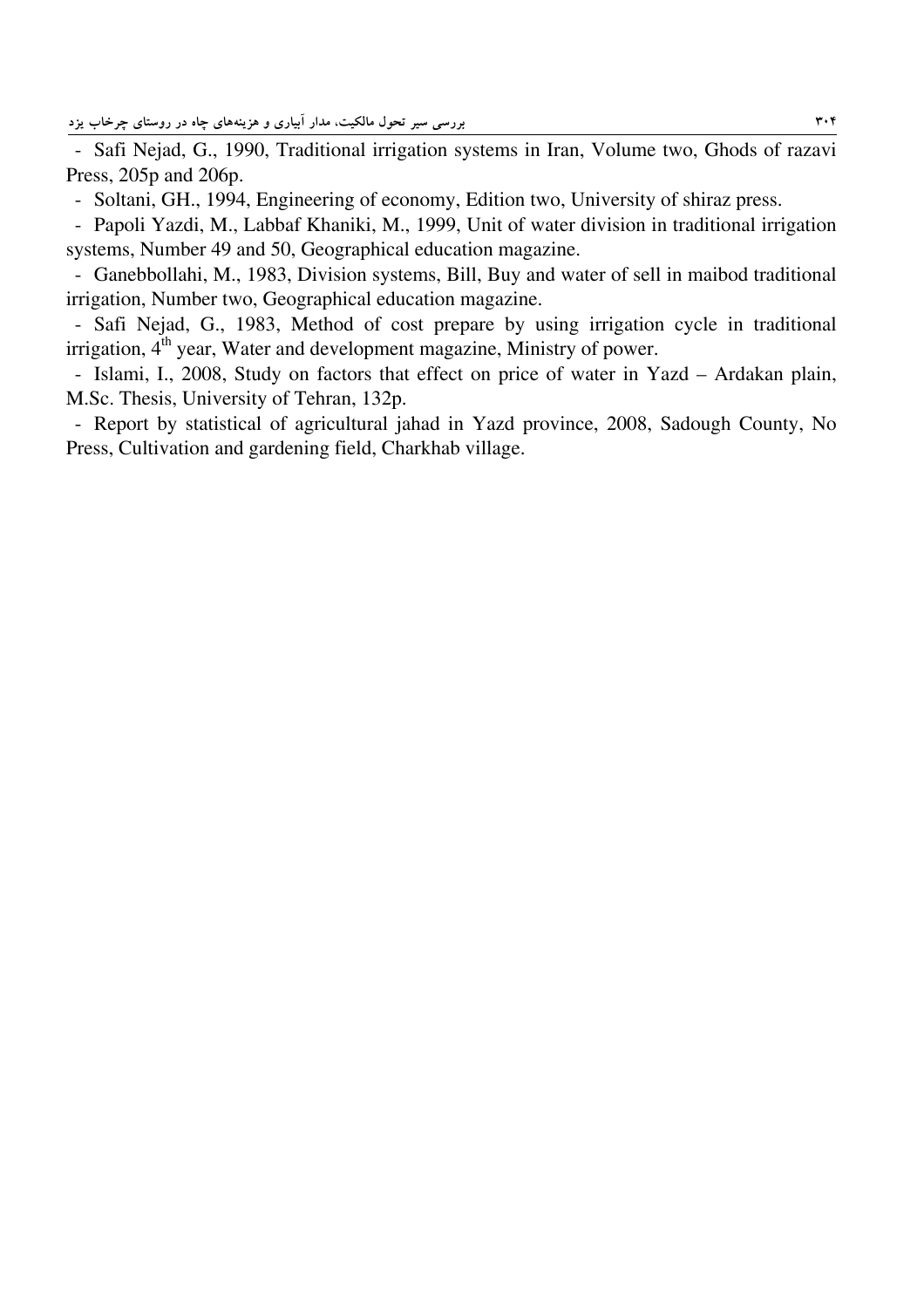- Safi Nejad, G., 1990, Traditional irrigation systems in Iran, Volume two, Ghods of razavi Press, 205p and 206p.
- Soltani, GH., 1994, Engineering of economy, Edition two, University of shiraz press.
- Papoli Yazdi, M., Labbaf Khaniki, M., 1999, Unit of water division in traditional irrigation systems, Number 49 and 50, Geographical education magazine.
- Ganebbollahi, M., 1983, Division systems, Bill, Buy and water of sell in maibod traditional irrigation, Number two, Geographical education magazine.
- Safi Nejad, G., 1983, Method of cost prepare by using irrigation cycle in traditional irrigation, 4th year, Water and development magazine, Ministry of power.
- Islami, I., 2008, Study on factors that effect on price of water in Yazd – Ardakan plain, M.Sc. Thesis, University of Tehran, 132p.
- Report by statistical of agricultural jahad in Yazd province, 2008, Sadough County, No Press, Cultivation and gardening field, Charkhab village.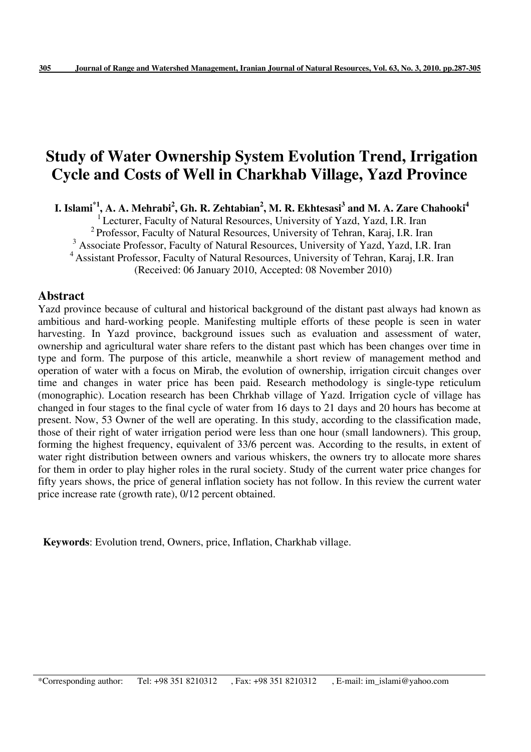# Study of Water Ownership System Evolution Trend, Irrigation Cycle and Costs of Well in Charkhab Village, Yazd Province

**I. Islami*[1], A. A. Mehrabi[2], Gh. R. Zehtabian[2], M. R. Ekhtesasi[3] and M. A. Zare Chahooki[4]**

[1] Lecturer, Faculty of Natural Resources, University of Yazd, Yazd, I.R. Iran
[2] Professor, Faculty of Natural Resources, University of Tehran, Karaj, I.R. Iran
[3] Associate Professor, Faculty of Natural Resources, University of Yazd, Yazd, I.R. Iran
[4] Assistant Professor, Faculty of Natural Resources, University of Tehran, Karaj, I.R. Iran

(Received: 06 January 2010, Accepted: 08 November 2010)

## Abstract

Yazd province because of cultural and historical background of the distant past always had known as ambitious and hard-working people. Manifesting multiple efforts of these people is seen in water harvesting. In Yazd province, background issues such as evaluation and assessment of water, ownership and agricultural water share refers to the distant past which has been changes over time in type and form. The purpose of this article, meanwhile a short review of management method and operation of water with a focus on Mirab, the evolution of ownership, irrigation circuit changes over time and changes in water price has been paid. Research methodology is single-type reticulum (monographic). Location research has been Chrkhab village of Yazd. Irrigation cycle of village has changed in four stages to the final cycle of water from 16 days to 21 days and 20 hours has become at present. Now, 53 Owner of the well are operating. In this study, according to the classification made, those of their right of water irrigation period were less than one hour (small landowners). This group, forming the highest frequency, equivalent of 33/6 percent was. According to the results, in extent of water right distribution between owners and various whiskers, the owners try to allocate more shares for them in order to play higher roles in the rural society. Study of the current water price changes for fifty years shows, the price of general inflation society has not follow. In this review the current water price increase rate (growth rate), 0/12 percent obtained.

**Keywords**: Evolution trend, Owners, price, Inflation, Charkhab village.

*Corresponding author: Tel: +98 351 8210312 , Fax: +98 351 8210312 , E-mail: im_islami@yahoo.com